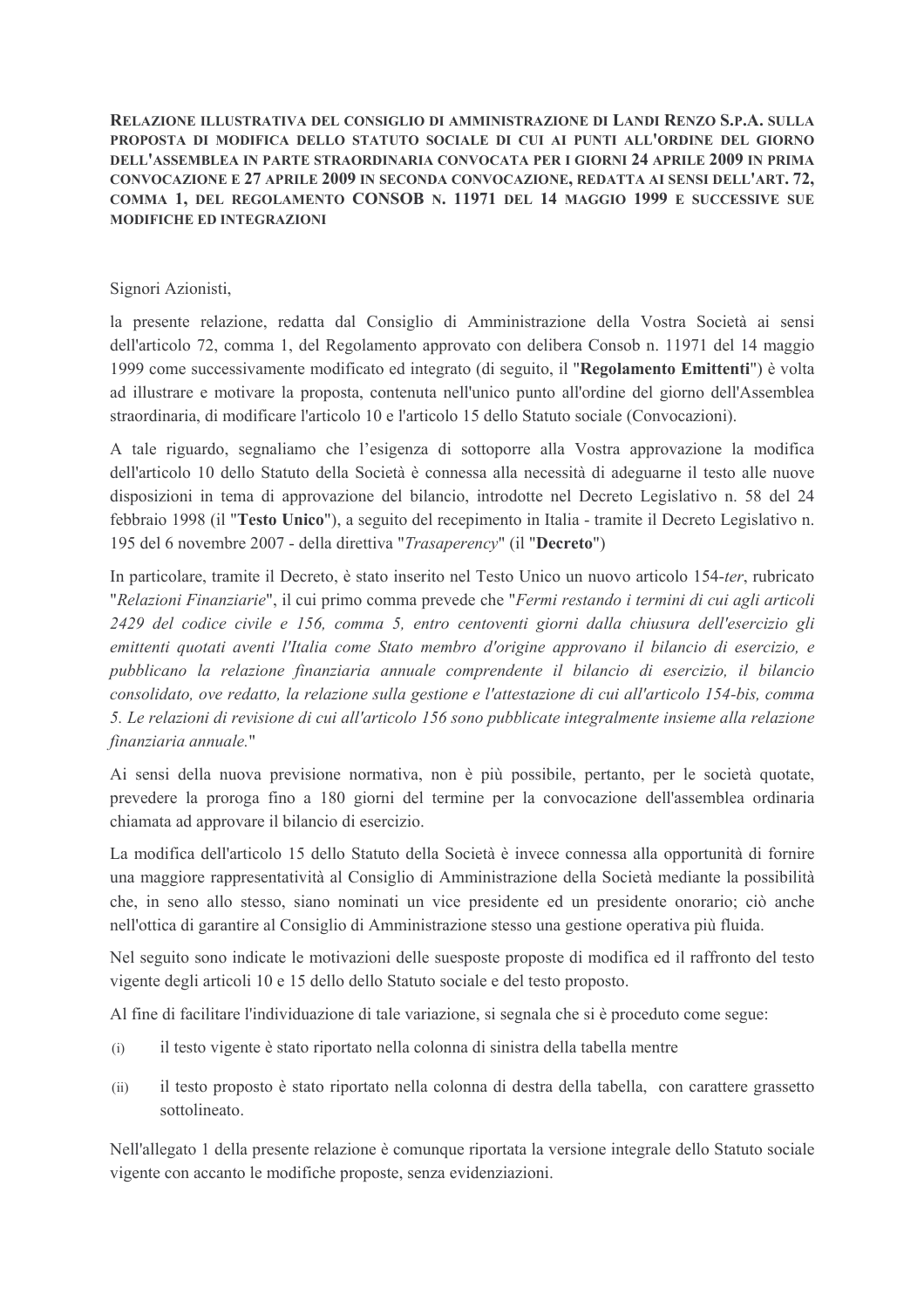**RELAZIONE ILLUSTRATIVA DEL CONSIGLIO DI AMMINISTRAZIONE DI LANDI RENZO S.P.A. SULLA PROPOSTA DI MODIFICA DELLO STATUTO SOCIALE DI CUI AI PUNTI ALL'ORDINE DEL GIORNO DELL'ASSEMBLEA IN PARTE STRAORDINARIA CONVOCATA PER I GIORNI 24 APRILE 2009 IN PRIMA CONVOCAZIONE E 27 APRILE 2009 IN SECONDA CONVOCAZIONE, REDATTA AI SENSI DELL'ART. 72, COMMA 1, DEL REGOLAMENTO CONSOB N. 11971 DEL 14 MAGGIO 1999 E SUCCESSIVE SUE MODIFICHE ED INTEGRAZIONI**

Signori Azionisti,

la presente relazione, redatta dal Consiglio di Amministrazione della Vostra Società ai sensi dell'articolo 72, comma 1, del Regolamento approvato con delibera Consob n. 11971 del 14 maggio 1999 come successivamente modificato ed integrato (di seguito, il "**Regolamento Emittenti**") è volta ad illustrare e motivare la proposta, contenuta nell'unico punto all'ordine del giorno dell'Assemblea straordinaria, di modificare l'articolo 10 e l'articolo 15 dello Statuto sociale (Convocazioni).

A tale riguardo, segnaliamo che l'esigenza di sottoporre alla Vostra approvazione la modifica dell'articolo 10 dello Statuto della Società è connessa alla necessità di adeguarne il testo alle nuove disposizioni in tema di approvazione del bilancio, introdotte nel Decreto Legislativo n. 58 del 24 febbraio 1998 (il "**Testo Unico**"), a seguito del recepimento in Italia - tramite il Decreto Legislativo n. 195 del 6 novembre 2007 - della direttiva "*Trasaperency*" (il "**Decreto**")

In particolare, tramite il Decreto, è stato inserito nel Testo Unico un nuovo articolo 154-*ter*, rubricato "*Relazioni Finanziarie*", il cui primo comma prevede che "*Fermi restando i termini di cui agli articoli 2429 del codice civile e 156, comma 5, entro centoventi giorni dalla chiusura dell'esercizio gli emittenti quotati aventi l'Italia come Stato membro d'origine approvano il bilancio di esercizio, e pubblicano la relazione finanziaria annuale comprendente il bilancio di esercizio, il bilancio consolidato, ove redatto, la relazione sulla gestione e l'attestazione di cui all'articolo 154-bis, comma 5. Le relazioni di revisione di cui all'articolo 156 sono pubblicate integralmente insieme alla relazione finanziaria annuale.*"

Ai sensi della nuova previsione normativa, non è più possibile, pertanto, per le società quotate, prevedere la proroga fino a 180 giorni del termine per la convocazione dell'assemblea ordinaria chiamata ad approvare il bilancio di esercizio.

La modifica dell'articolo 15 dello Statuto della Società è invece connessa alla opportunità di fornire una maggiore rappresentatività al Consiglio di Amministrazione della Società mediante la possibilità che, in seno allo stesso, siano nominati un vice presidente ed un presidente onorario; ciò anche nell'ottica di garantire al Consiglio di Amministrazione stesso una gestione operativa più fluida.

Nel seguito sono indicate le motivazioni delle suesposte proposte di modifica ed il raffronto del testo vigente degli articoli 10 e 15 dello dello Statuto sociale e del testo proposto.

Al fine di facilitare l'individuazione di tale variazione, si segnala che si è proceduto come segue:

(i) il testo vigente è stato riportato nella colonna di sinistra della tabella mentre

(ii) il testo proposto è stato riportato nella colonna di destra della tabella, con carattere grassetto sottolineato.

Nell'allegato 1 della presente relazione è comunque riportata la versione integrale dello Statuto sociale vigente con accanto le modifiche proposte, senza evidenziazioni.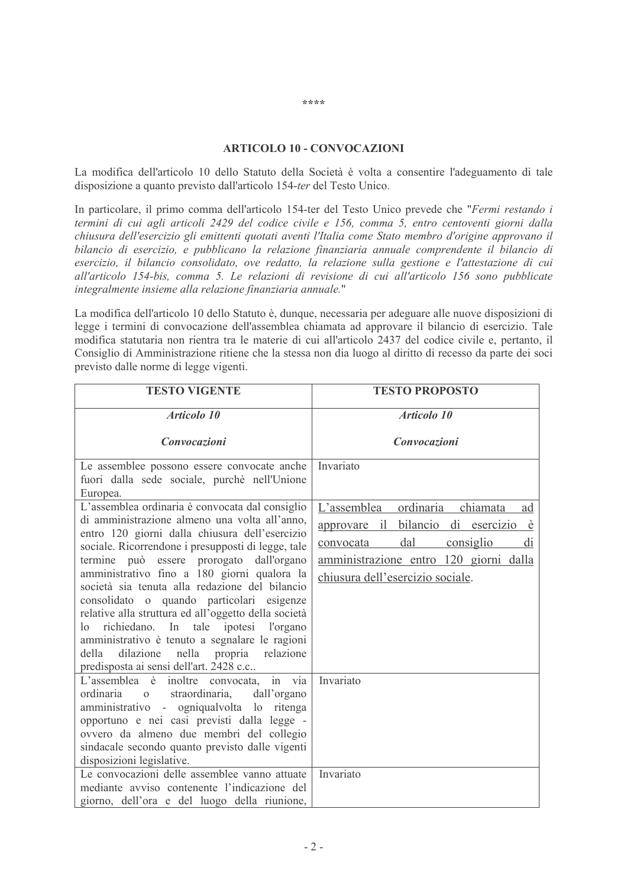\*\*\*\*

## ARTICOLO 10 - CONVOCAZIONI

La modifica dell'articolo 10 dello Statuto della Società è volta a consentire l'adeguamento di tale disposizione a quanto previsto dall'articolo 154-*ter* del Testo Unico.

In particolare, il primo comma dell'articolo 154-ter del Testo Unico prevede che "*Fermi restando i termini di cui agli articoli 2429 del codice civile e 156, comma 5, entro centoventi giorni dalla chiusura dell'esercizio gli emittenti quotati aventi l'Italia come Stato membro d'origine approvano il bilancio di esercizio, e pubblicano la relazione finanziaria annuale comprendente il bilancio di esercizio, il bilancio consolidato, ove redatto, la relazione sulla gestione e l'attestazione di cui all'articolo 154-bis, comma 5. Le relazioni di revisione di cui all'articolo 156 sono pubblicate integralmente insieme alla relazione finanziaria annuale.*"

La modifica dell'articolo 10 dello Statuto è, dunque, necessaria per adeguare alle nuove disposizioni di legge i termini di convocazione dell'assemblea chiamata ad approvare il bilancio di esercizio. Tale modifica statutaria non rientra tra le materie di cui all'articolo 2437 del codice civile e, pertanto, il Consiglio di Amministrazione ritiene che la stessa non dia luogo al diritto di recesso da parte dei soci previsto dalle norme di legge vigenti.

| TESTO VIGENTE | TESTO PROPOSTO |
|---|---|
| ***Articolo 10*** <br><br> ***Convocazioni*** | ***Articolo 10*** <br><br> ***Convocazioni*** |
| Le assemblee possono essere convocate anche fuori dalla sede sociale, purchè nell'Unione Europea. | Invariato |
| L'assemblea ordinaria è convocata dal consiglio di amministrazione almeno una volta all'anno, entro 120 giorni dalla chiusura dell'esercizio sociale. Ricorrendone i presupposti di legge, tale termine può essere prorogato dall'organo amministrativo fino a 180 giorni qualora la società sia tenuta alla redazione del bilancio consolidato o quando particolari esigenze relative alla struttura ed all'oggetto della società lo richiedano. In tale ipotesi l'organo amministrativo è tenuto a segnalare le ragioni della dilazione nella propria relazione predisposta ai sensi dell'art. 2428 c.c.. | <u>L'assemblea ordinaria chiamata ad approvare il bilancio di esercizio è convocata dal consiglio di amministrazione entro 120 giorni dalla chiusura dell'esercizio sociale</u>. |
| L'assemblea è inoltre convocata, in via ordinaria o straordinaria, dall'organo amministrativo - ogniqualvolta lo ritenga opportuno e nei casi previsti dalla legge - ovvero da almeno due membri del collegio sindacale secondo quanto previsto dalle vigenti disposizioni legislative. | Invariato |
| Le convocazioni delle assemblee vanno attuate mediante avviso contenente l'indicazione del giorno, dell'ora e del luogo della riunione, | Invariato |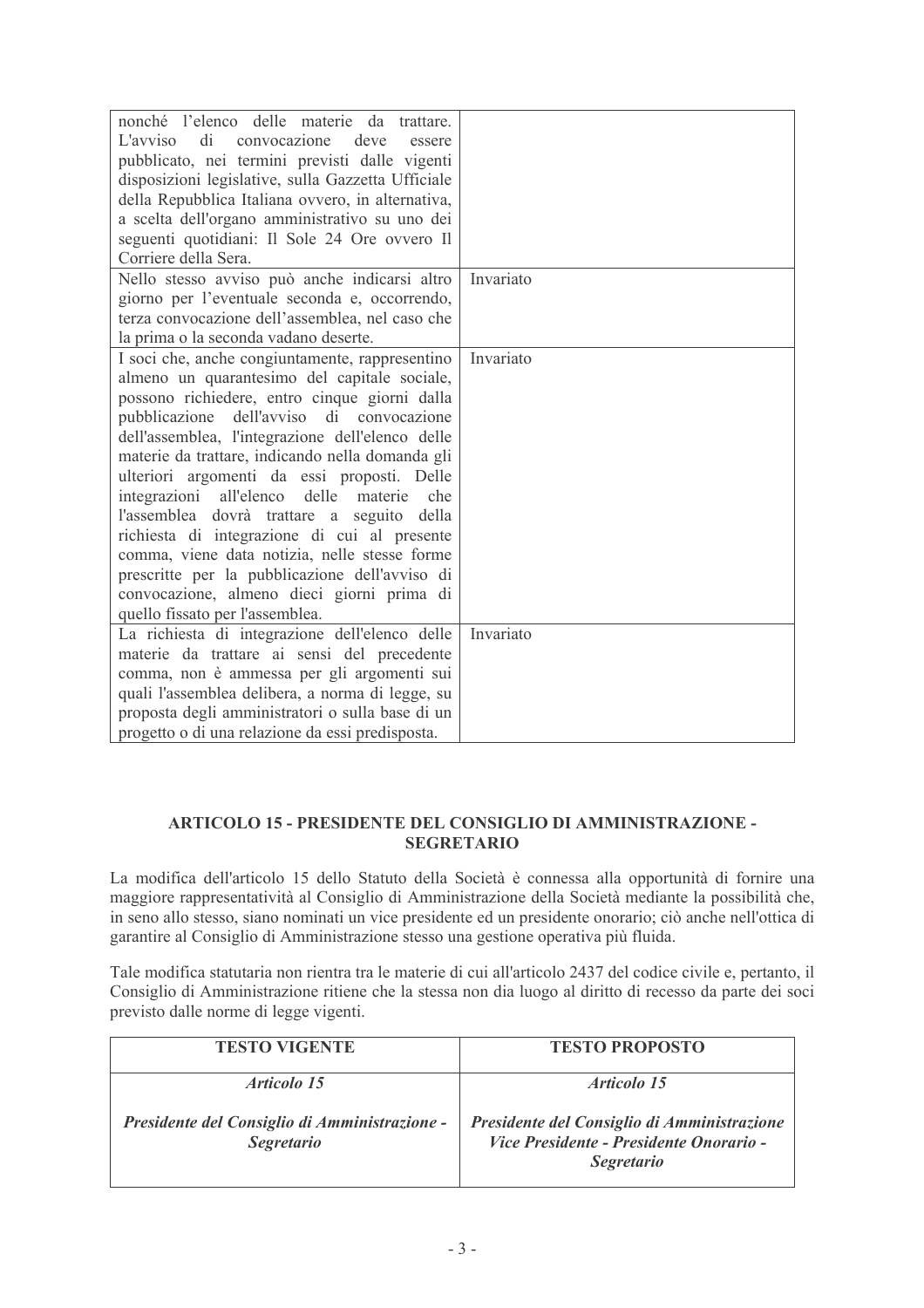| | |
|---|---|
| nonché l'elenco delle materie da trattare. L'avviso di convocazione deve essere pubblicato, nei termini previsti dalle vigenti disposizioni legislative, sulla Gazzetta Ufficiale della Repubblica Italiana ovvero, in alternativa, a scelta dell'organo amministrativo su uno dei seguenti quotidiani: Il Sole 24 Ore ovvero Il Corriere della Sera. | |
| Nello stesso avviso può anche indicarsi altro giorno per l'eventuale seconda e, occorrendo, terza convocazione dell'assemblea, nel caso che la prima o la seconda vadano deserte. | Invariato |
| I soci che, anche congiuntamente, rappresentino almeno un quarantesimo del capitale sociale, possono richiedere, entro cinque giorni dalla pubblicazione dell'avviso di convocazione dell'assemblea, l'integrazione dell'elenco delle materie da trattare, indicando nella domanda gli ulteriori argomenti da essi proposti. Delle integrazioni all'elenco delle materie che l'assemblea dovrà trattare a seguito della richiesta di integrazione di cui al presente comma, viene data notizia, nelle stesse forme prescritte per la pubblicazione dell'avviso di convocazione, almeno dieci giorni prima di quello fissato per l'assemblea. | Invariato |
| La richiesta di integrazione dell'elenco delle materie da trattare ai sensi del precedente comma, non è ammessa per gli argomenti sui quali l'assemblea delibera, a norma di legge, su proposta degli amministratori o sulla base di un progetto o di una relazione da essi predisposta. | Invariato |

## ARTICOLO 15 - PRESIDENTE DEL CONSIGLIO DI AMMINISTRAZIONE - SEGRETARIO

La modifica dell'articolo 15 dello Statuto della Società è connessa alla opportunità di fornire una maggiore rappresentatività al Consiglio di Amministrazione della Società mediante la possibilità che, in seno allo stesso, siano nominati un vice presidente ed un presidente onorario; ciò anche nell'ottica di garantire al Consiglio di Amministrazione stesso una gestione operativa più fluida.

Tale modifica statutaria non rientra tra le materie di cui all'articolo 2437 del codice civile e, pertanto, il Consiglio di Amministrazione ritiene che la stessa non dia luogo al diritto di recesso da parte dei soci previsto dalle norme di legge vigenti.

| TESTO VIGENTE | TESTO PROPOSTO |
|---|---|
| ***Articolo 15*** ***Presidente del Consiglio di Amministrazione - Segretario*** | ***Articolo 15*** ***Presidente del Consiglio di Amministrazione Vice Presidente - Presidente Onorario - Segretario*** |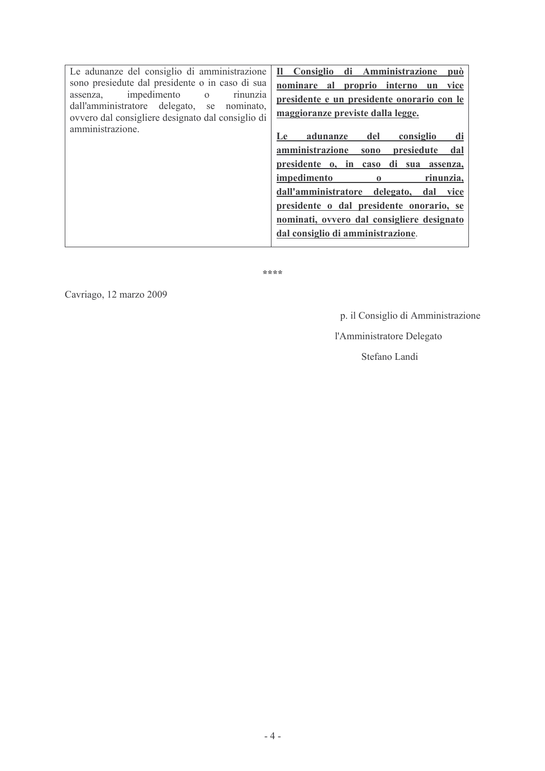| | |
|---|---|
| Le adunanze del consiglio di amministrazione sono presiedute dal presidente o in caso di sua assenza, impedimento o rinunzia dall'amministratore delegato, se nominato, ovvero dal consigliere designato dal consiglio di amministrazione. | **Il Consiglio di Amministrazione può nominare al proprio interno un vice presidente e un presidente onorario con le maggioranze previste dalla legge.**<br><br>**Le adunanze del consiglio di amministrazione sono presiedute dal presidente o, in caso di sua assenza, impedimento o rinunzia, dall'amministratore delegato, dal vice presidente o dal presidente onorario, se nominati, ovvero dal consigliere designato dal consiglio di amministrazione**. |

****

Cavriago, 12 marzo 2009

p. il Consiglio di Amministrazione

l'Amministratore Delegato

Stefano Landi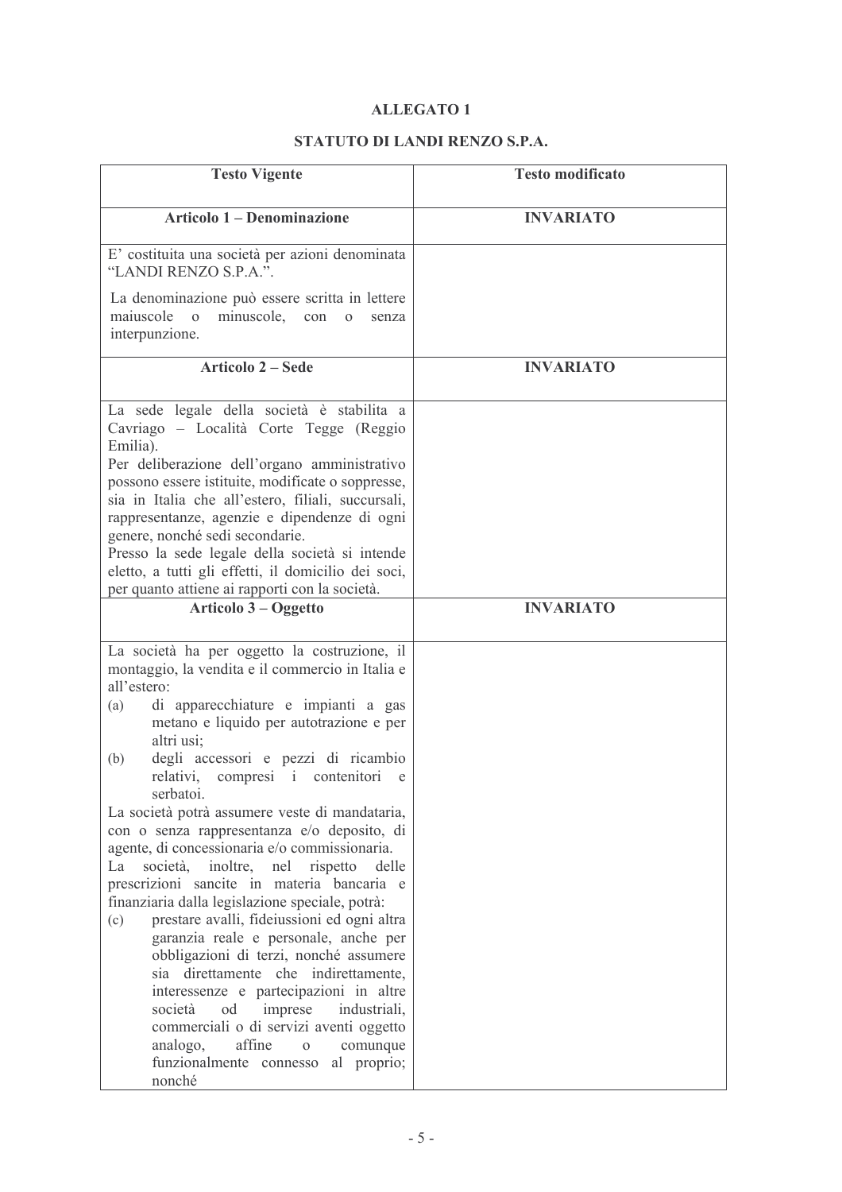**ALLEGATO 1**

**STATUTO DI LANDI RENZO S.P.A.**

| **Testo Vigente** | **Testo modificato** |
|---|---|
| **Articolo 1 – Denominazione** | **INVARIATO** |
| E' costituita una società per azioni denominata "LANDI RENZO S.P.A.".<br><br>La denominazione può essere scritta in lettere maiuscole o minuscole, con o senza interpunzione. | |
| **Articolo 2 – Sede** | **INVARIATO** |
| La sede legale della società è stabilita a Cavriago – Località Corte Tegge (Reggio Emilia).<br>Per deliberazione dell'organo amministrativo possono essere istituite, modificate o soppresse, sia in Italia che all'estero, filiali, succursali, rappresentanze, agenzie e dipendenze di ogni genere, nonché sedi secondarie.<br>Presso la sede legale della società si intende eletto, a tutti gli effetti, il domicilio dei soci, per quanto attiene ai rapporti con la società. | |
| **Articolo 3 – Oggetto** | **INVARIATO** |
| La società ha per oggetto la costruzione, il montaggio, la vendita e il commercio in Italia e all'estero:<br>(a) di apparecchiature e impianti a gas metano e liquido per autotrazione e per altri usi;<br>(b) degli accessori e pezzi di ricambio relativi, compresi i contenitori e serbatoi.<br>La società potrà assumere veste di mandataria, con o senza rappresentanza e/o deposito, di agente, di concessionaria e/o commissionaria.<br>La società, inoltre, nel rispetto delle prescrizioni sancite in materia bancaria e finanziaria dalla legislazione speciale, potrà:<br>(c) prestare avalli, fideiussioni ed ogni altra garanzia reale e personale, anche per obbligazioni di terzi, nonché assumere sia direttamente che indirettamente, interessenze e partecipazioni in altre società od imprese industriali, commerciali o di servizi aventi oggetto analogo, affine o comunque funzionalmente connesso al proprio; nonché | |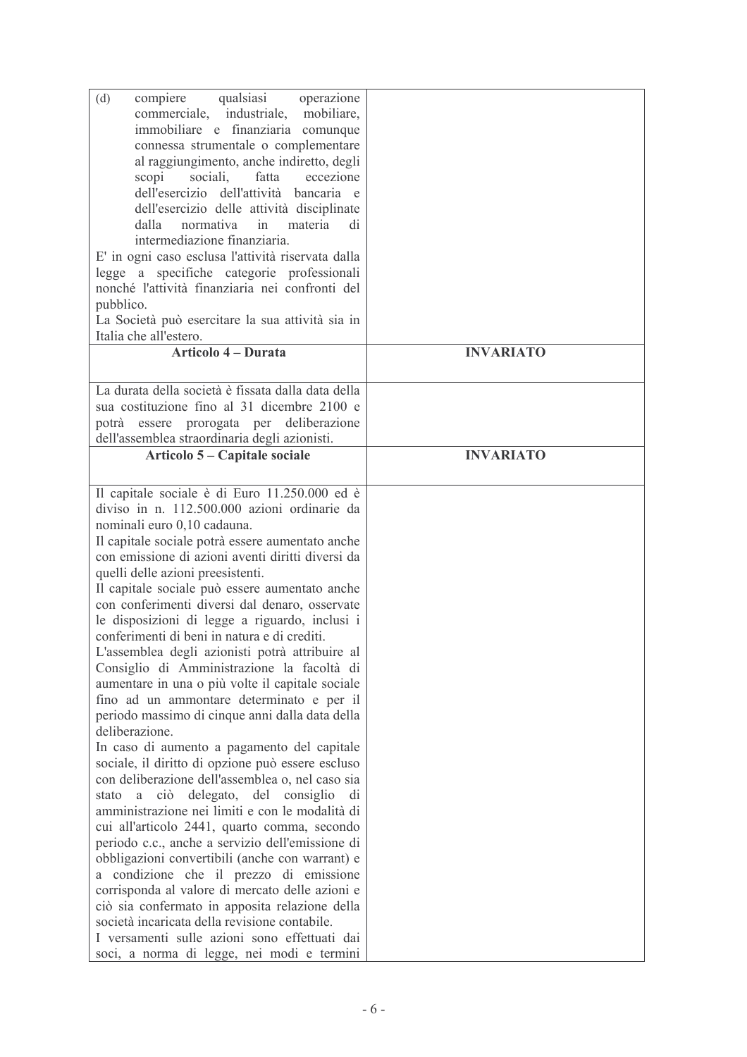| | |
|---|---|
| (d) compiere qualsiasi operazione commerciale, industriale, mobiliare, immobiliare e finanziaria comunque connessa strumentale o complementare al raggiungimento, anche indiretto, degli scopi sociali, fatta eccezione dell'esercizio dell'attività bancaria e dell'esercizio delle attività disciplinate dalla normativa in materia di intermediazione finanziaria.<br>E' in ogni caso esclusa l'attività riservata dalla legge a specifiche categorie professionali nonché l'attività finanziaria nei confronti del pubblico.<br>La Società può esercitare la sua attività sia in Italia che all'estero. | |
| **Articolo 4 – Durata** | **INVARIATO** |
| La durata della società è fissata dalla data della sua costituzione fino al 31 dicembre 2100 e potrà essere prorogata per deliberazione dell'assemblea straordinaria degli azionisti. | |
| **Articolo 5 – Capitale sociale** | **INVARIATO** |
| Il capitale sociale è di Euro 11.250.000 ed è diviso in n. 112.500.000 azioni ordinarie da nominali euro 0,10 cadauna.<br>Il capitale sociale potrà essere aumentato anche con emissione di azioni aventi diritti diversi da quelli delle azioni preesistenti.<br>Il capitale sociale può essere aumentato anche con conferimenti diversi dal denaro, osservate le disposizioni di legge a riguardo, inclusi i conferimenti di beni in natura e di crediti.<br>L'assemblea degli azionisti potrà attribuire al Consiglio di Amministrazione la facoltà di aumentare in una o più volte il capitale sociale fino ad un ammontare determinato e per il periodo massimo di cinque anni dalla data della deliberazione.<br>In caso di aumento a pagamento del capitale sociale, il diritto di opzione può essere escluso con deliberazione dell'assemblea o, nel caso sia stato a ciò delegato, del consiglio di amministrazione nei limiti e con le modalità di cui all'articolo 2441, quarto comma, secondo periodo c.c., anche a servizio dell'emissione di obbligazioni convertibili (anche con warrant) e a condizione che il prezzo di emissione corrisponda al valore di mercato delle azioni e ciò sia confermato in apposita relazione della società incaricata della revisione contabile.<br>I versamenti sulle azioni sono effettuati dai soci, a norma di legge, nei modi e termini | |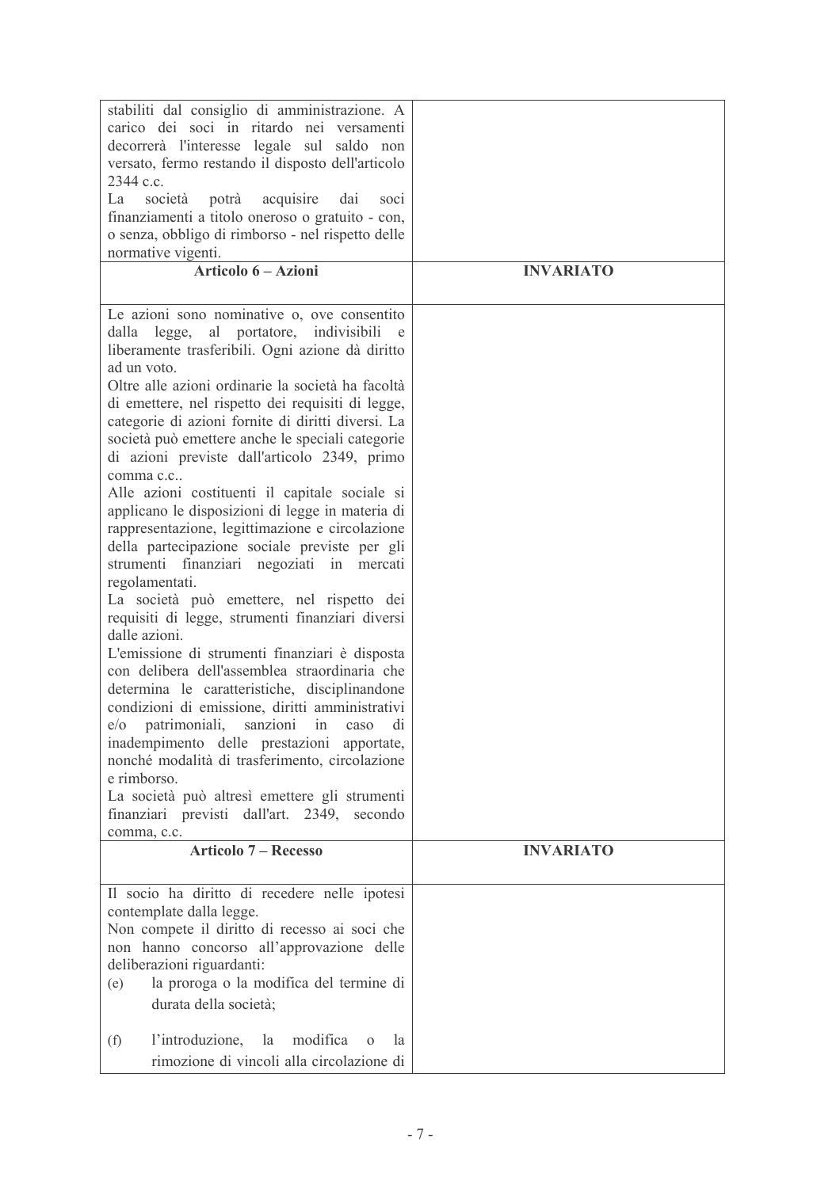| | |
|---|---|
| stabiliti dal consiglio di amministrazione. A carico dei soci in ritardo nei versamenti decorrerà l'interesse legale sul saldo non versato, fermo restando il disposto dell'articolo 2344 c.c.<br>La società potrà acquisire dai soci finanziamenti a titolo oneroso o gratuito - con, o senza, obbligo di rimborso - nel rispetto delle normative vigenti. | |
| **Articolo 6 – Azioni** | **INVARIATO** |
| Le azioni sono nominative o, ove consentito dalla legge, al portatore, indivisibili e liberamente trasferibili. Ogni azione dà diritto ad un voto.<br>Oltre alle azioni ordinarie la società ha facoltà di emettere, nel rispetto dei requisiti di legge, categorie di azioni fornite di diritti diversi. La società può emettere anche le speciali categorie di azioni previste dall'articolo 2349, primo comma c.c..<br>Alle azioni costituenti il capitale sociale si applicano le disposizioni di legge in materia di rappresentazione, legittimazione e circolazione della partecipazione sociale previste per gli strumenti finanziari negoziati in mercati regolamentati.<br>La società può emettere, nel rispetto dei requisiti di legge, strumenti finanziari diversi dalle azioni.<br>L'emissione di strumenti finanziari è disposta con delibera dell'assemblea straordinaria che determina le caratteristiche, disciplinandone condizioni di emissione, diritti amministrativi e/o patrimoniali, sanzioni in caso di inadempimento delle prestazioni apportate, nonché modalità di trasferimento, circolazione e rimborso.<br>La società può altresì emettere gli strumenti finanziari previsti dall'art. 2349, secondo comma, c.c. | |
| **Articolo 7 – Recesso** | **INVARIATO** |
| Il socio ha diritto di recedere nelle ipotesi contemplate dalla legge.<br>Non compete il diritto di recesso ai soci che non hanno concorso all'approvazione delle deliberazioni riguardanti:<br>(e) la proroga o la modifica del termine di durata della società;<br>(f) l'introduzione, la modifica o la rimozione di vincoli alla circolazione di | |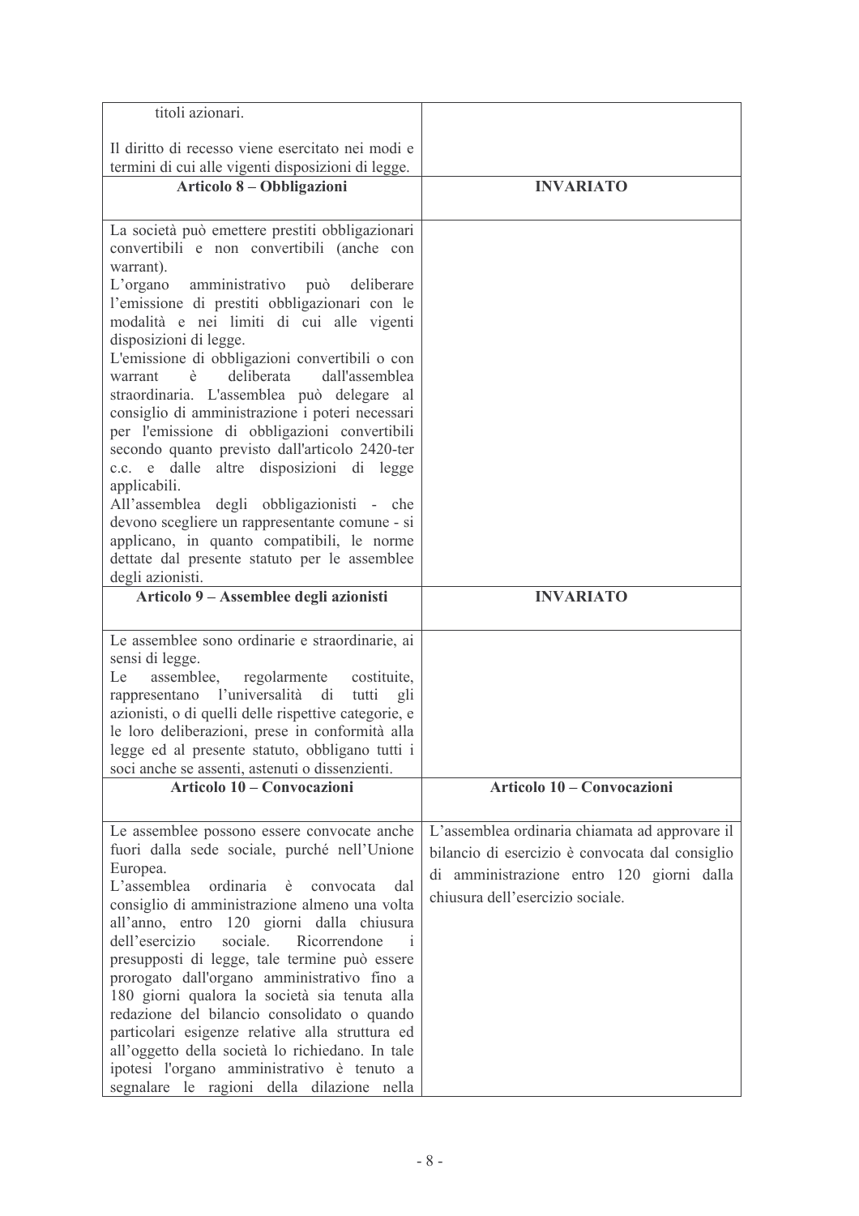| | |
|---|---|
| titoli azionari.<br><br>Il diritto di recesso viene esercitato nei modi e termini di cui alle vigenti disposizioni di legge. | |
| **Articolo 8 – Obbligazioni** | **INVARIATO** |
| La società può emettere prestiti obbligazionari convertibili e non convertibili (anche con warrant).<br>L'organo amministrativo può deliberare l'emissione di prestiti obbligazionari con le modalità e nei limiti di cui alle vigenti disposizioni di legge.<br>L'emissione di obbligazioni convertibili o con warrant è deliberata dall'assemblea straordinaria. L'assemblea può delegare al consiglio di amministrazione i poteri necessari per l'emissione di obbligazioni convertibili secondo quanto previsto dall'articolo 2420-ter c.c. e dalle altre disposizioni di legge applicabili.<br>All'assemblea degli obbligazionisti - che devono scegliere un rappresentante comune - si applicano, in quanto compatibili, le norme dettate dal presente statuto per le assemblee degli azionisti. | |
| **Articolo 9 – Assemblee degli azionisti** | **INVARIATO** |
| Le assemblee sono ordinarie e straordinarie, ai sensi di legge.<br>Le assemblee, regolarmente costituite, rappresentano l'universalità di tutti gli azionisti, o di quelli delle rispettive categorie, e le loro deliberazioni, prese in conformità alla legge ed al presente statuto, obbligano tutti i soci anche se assenti, astenuti o dissenzienti. | |
| **Articolo 10 – Convocazioni** | **Articolo 10 – Convocazioni** |
| Le assemblee possono essere convocate anche fuori dalla sede sociale, purché nell'Unione Europea.<br>L'assemblea ordinaria è convocata dal consiglio di amministrazione almeno una volta all'anno, entro 120 giorni dalla chiusura dell'esercizio sociale. Ricorrendone i presupposti di legge, tale termine può essere prorogato dall'organo amministrativo fino a 180 giorni qualora la società sia tenuta alla redazione del bilancio consolidato o quando particolari esigenze relative alla struttura ed all'oggetto della società lo richiedano. In tale ipotesi l'organo amministrativo è tenuto a segnalare le ragioni della dilazione nella | L'assemblea ordinaria chiamata ad approvare il bilancio di esercizio è convocata dal consiglio di amministrazione entro 120 giorni dalla chiusura dell'esercizio sociale. |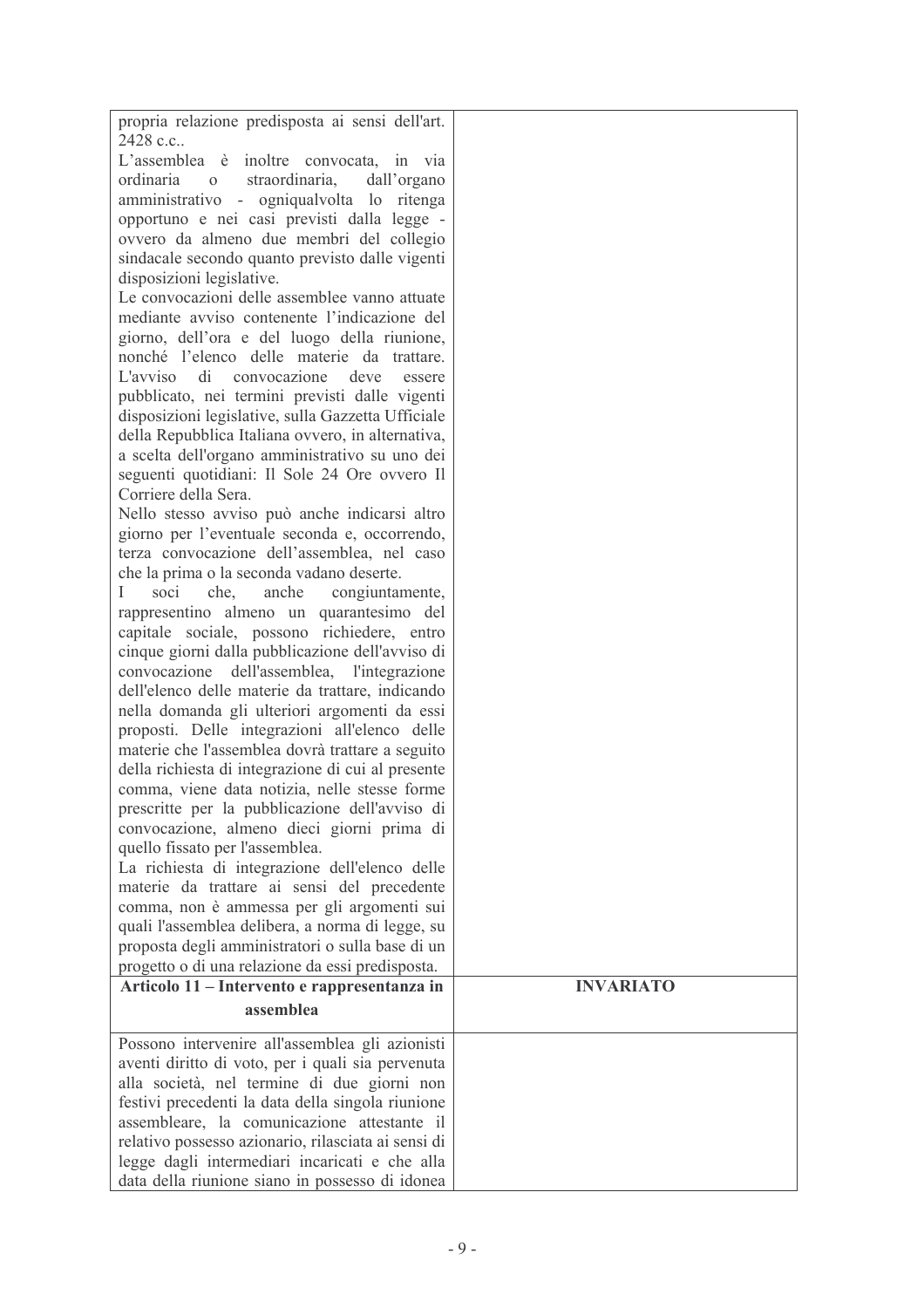| | |
|---|---|
| propria relazione predisposta ai sensi dell'art. 2428 c.c..<br>L'assemblea è inoltre convocata, in via ordinaria o straordinaria, dall'organo amministrativo - ogniqualvolta lo ritenga opportuno e nei casi previsti dalla legge - ovvero da almeno due membri del collegio sindacale secondo quanto previsto dalle vigenti disposizioni legislative.<br>Le convocazioni delle assemblee vanno attuate mediante avviso contenente l'indicazione del giorno, dell'ora e del luogo della riunione, nonché l'elenco delle materie da trattare. L'avviso di convocazione deve essere pubblicato, nei termini previsti dalle vigenti disposizioni legislative, sulla Gazzetta Ufficiale della Repubblica Italiana ovvero, in alternativa, a scelta dell'organo amministrativo su uno dei seguenti quotidiani: Il Sole 24 Ore ovvero Il Corriere della Sera.<br>Nello stesso avviso può anche indicarsi altro giorno per l'eventuale seconda e, occorrendo, terza convocazione dell'assemblea, nel caso che la prima o la seconda vadano deserte.<br>I soci che, anche congiuntamente, rappresentino almeno un quarantesimo del capitale sociale, possono richiedere, entro cinque giorni dalla pubblicazione dell'avviso di convocazione dell'assemblea, l'integrazione dell'elenco delle materie da trattare, indicando nella domanda gli ulteriori argomenti da essi proposti. Delle integrazioni all'elenco delle materie che l'assemblea dovrà trattare a seguito della richiesta di integrazione di cui al presente comma, viene data notizia, nelle stesse forme prescritte per la pubblicazione dell'avviso di convocazione, almeno dieci giorni prima di quello fissato per l'assemblea.<br>La richiesta di integrazione dell'elenco delle materie da trattare ai sensi del precedente comma, non è ammessa per gli argomenti sui quali l'assemblea delibera, a norma di legge, su proposta degli amministratori o sulla base di un progetto o di una relazione da essi predisposta. | |
| **Articolo 11 – Intervento e rappresentanza in assemblea** | **INVARIATO** |
| Possono intervenire all'assemblea gli azionisti aventi diritto di voto, per i quali sia pervenuta alla società, nel termine di due giorni non festivi precedenti la data della singola riunione assembleare, la comunicazione attestante il relativo possesso azionario, rilasciata ai sensi di legge dagli intermediari incaricati e che alla data della riunione siano in possesso di idonea | |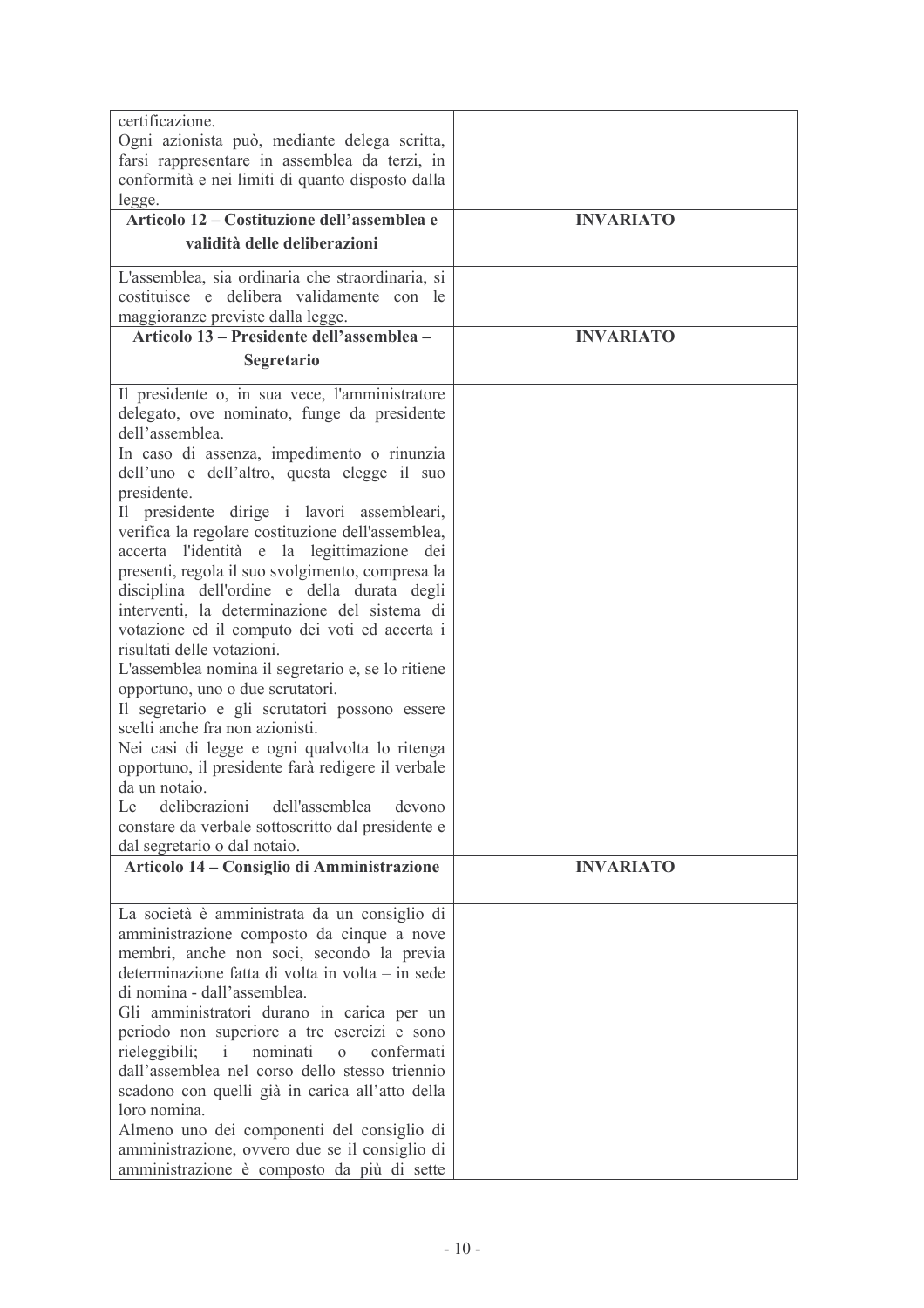| | |
|---|---|
| certificazione.<br>Ogni azionista può, mediante delega scritta, farsi rappresentare in assemblea da terzi, in conformità e nei limiti di quanto disposto dalla legge. | |
| **Articolo 12 – Costituzione dell'assemblea e validità delle deliberazioni** | **INVARIATO** |
| L'assemblea, sia ordinaria che straordinaria, si costituisce e delibera validamente con le maggioranze previste dalla legge. | |
| **Articolo 13 – Presidente dell'assemblea – Segretario** | **INVARIATO** |
| Il presidente o, in sua vece, l'amministratore delegato, ove nominato, funge da presidente dell'assemblea.<br>In caso di assenza, impedimento o rinunzia dell'uno e dell'altro, questa elegge il suo presidente.<br>Il presidente dirige i lavori assembleari, verifica la regolare costituzione dell'assemblea, accerta l'identità e la legittimazione dei presenti, regola il suo svolgimento, compresa la disciplina dell'ordine e della durata degli interventi, la determinazione del sistema di votazione ed il computo dei voti ed accerta i risultati delle votazioni.<br>L'assemblea nomina il segretario e, se lo ritiene opportuno, uno o due scrutatori.<br>Il segretario e gli scrutatori possono essere scelti anche fra non azionisti.<br>Nei casi di legge e ogni qualvolta lo ritenga opportuno, il presidente farà redigere il verbale da un notaio.<br>Le deliberazioni dell'assemblea devono constare da verbale sottoscritto dal presidente e dal segretario o dal notaio. | |
| **Articolo 14 – Consiglio di Amministrazione** | **INVARIATO** |
| La società è amministrata da un consiglio di amministrazione composto da cinque a nove membri, anche non soci, secondo la previa determinazione fatta di volta in volta – in sede di nomina - dall'assemblea.<br>Gli amministratori durano in carica per un periodo non superiore a tre esercizi e sono rieleggibili; i nominati o confermati dall'assemblea nel corso dello stesso triennio scadono con quelli già in carica all'atto della loro nomina.<br>Almeno uno dei componenti del consiglio di amministrazione, ovvero due se il consiglio di amministrazione è composto da più di sette | |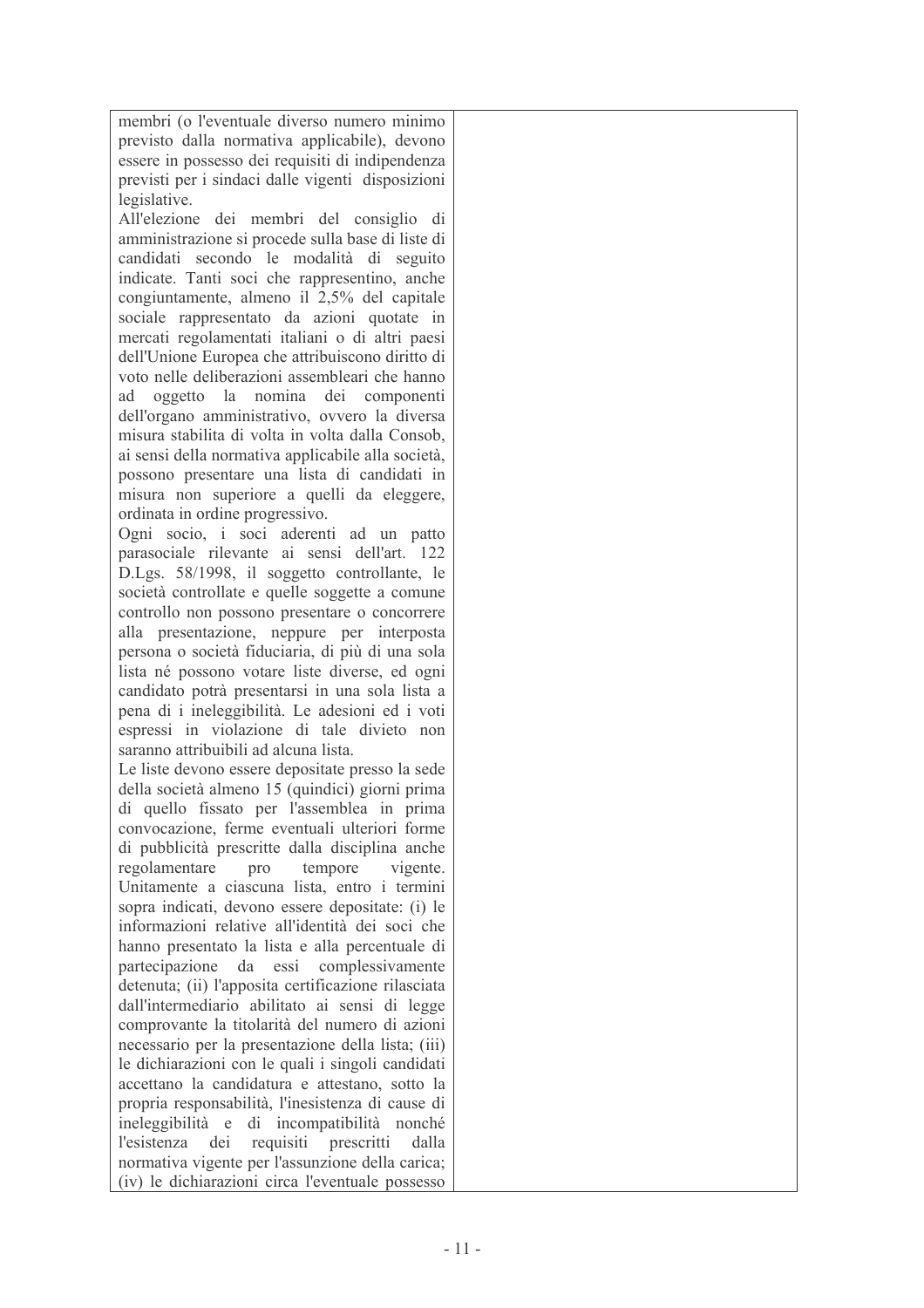| | |
|---|---|
| membri (o l'eventuale diverso numero minimo previsto dalla normativa applicabile), devono essere in possesso dei requisiti di indipendenza previsti per i sindaci dalle vigenti disposizioni legislative.<br>All'elezione dei membri del consiglio di amministrazione si procede sulla base di liste di candidati secondo le modalità di seguito indicate. Tanti soci che rappresentino, anche congiuntamente, almeno il 2,5% del capitale sociale rappresentato da azioni quotate in mercati regolamentati italiani o di altri paesi dell'Unione Europea che attribuiscono diritto di voto nelle deliberazioni assembleari che hanno ad oggetto la nomina dei componenti dell'organo amministrativo, ovvero la diversa misura stabilita di volta in volta dalla Consob, ai sensi della normativa applicabile alla società, possono presentare una lista di candidati in misura non superiore a quelli da eleggere, ordinata in ordine progressivo.<br>Ogni socio, i soci aderenti ad un patto parasociale rilevante ai sensi dell'art. 122 D.Lgs. 58/1998, il soggetto controllante, le società controllate e quelle soggette a comune controllo non possono presentare o concorrere alla presentazione, neppure per interposta persona o società fiduciaria, di più di una sola lista né possono votare liste diverse, ed ogni candidato potrà presentarsi in una sola lista a pena di i ineleggibilità. Le adesioni ed i voti espressi in violazione di tale divieto non saranno attribuibili ad alcuna lista.<br>Le liste devono essere depositate presso la sede della società almeno 15 (quindici) giorni prima di quello fissato per l'assemblea in prima convocazione, ferme eventuali ulteriori forme di pubblicità prescritte dalla disciplina anche regolamentare pro tempore vigente. Unitamente a ciascuna lista, entro i termini sopra indicati, devono essere depositate: (i) le informazioni relative all'identità dei soci che hanno presentato la lista e alla percentuale di partecipazione da essi complessivamente detenuta; (ii) l'apposita certificazione rilasciata dall'intermediario abilitato ai sensi di legge comprovante la titolarità del numero di azioni necessario per la presentazione della lista; (iii) le dichiarazioni con le quali i singoli candidati accettano la candidatura e attestano, sotto la propria responsabilità, l'inesistenza di cause di ineleggibilità e di incompatibilità nonché l'esistenza dei requisiti prescritti dalla normativa vigente per l'assunzione della carica; (iv) le dichiarazioni circa l'eventuale possesso | |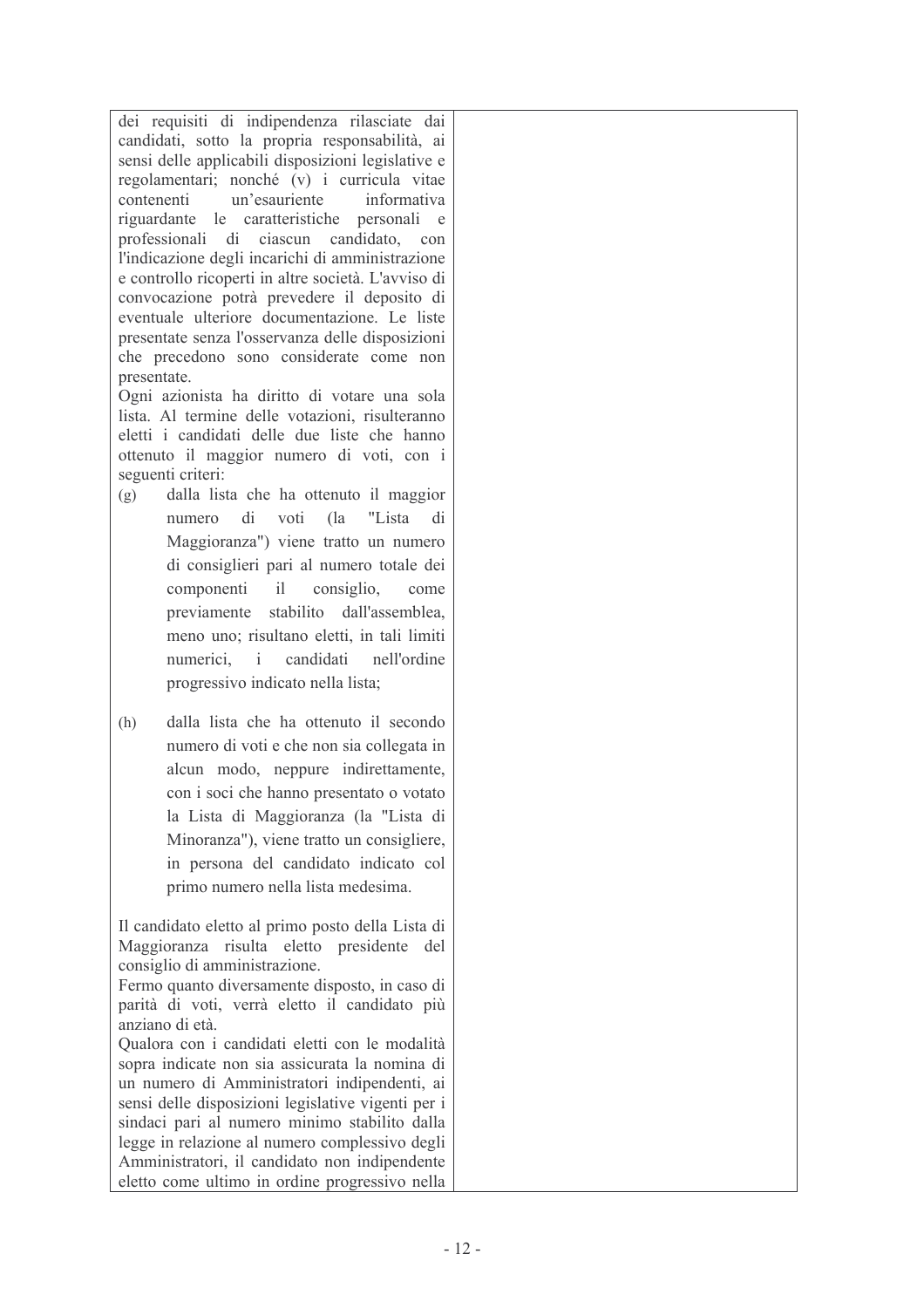| | |
|---|---|
| dei requisiti di indipendenza rilasciate dai candidati, sotto la propria responsabilità, ai sensi delle applicabili disposizioni legislative e regolamentari; nonché (v) i curricula vitae contenenti un'esauriente informativa riguardante le caratteristiche personali e professionali di ciascun candidato, con l'indicazione degli incarichi di amministrazione e controllo ricoperti in altre società. L'avviso di convocazione potrà prevedere il deposito di eventuale ulteriore documentazione. Le liste presentate senza l'osservanza delle disposizioni che precedono sono considerate come non presentate.<br>Ogni azionista ha diritto di votare una sola lista. Al termine delle votazioni, risulteranno eletti i candidati delle due liste che hanno ottenuto il maggior numero di voti, con i seguenti criteri:<br>(g) dalla lista che ha ottenuto il maggior numero di voti (la "Lista di Maggioranza") viene tratto un numero di consiglieri pari al numero totale dei componenti il consiglio, come previamente stabilito dall'assemblea, meno uno; risultano eletti, in tali limiti numerici, i candidati nell'ordine progressivo indicato nella lista;<br>(h) dalla lista che ha ottenuto il secondo numero di voti e che non sia collegata in alcun modo, neppure indirettamente, con i soci che hanno presentato o votato la Lista di Maggioranza (la "Lista di Minoranza"), viene tratto un consigliere, in persona del candidato indicato col primo numero nella lista medesima.<br>Il candidato eletto al primo posto della Lista di Maggioranza risulta eletto presidente del consiglio di amministrazione.<br>Fermo quanto diversamente disposto, in caso di parità di voti, verrà eletto il candidato più anziano di età.<br>Qualora con i candidati eletti con le modalità sopra indicate non sia assicurata la nomina di un numero di Amministratori indipendenti, ai sensi delle disposizioni legislative vigenti per i sindaci pari al numero minimo stabilito dalla legge in relazione al numero complessivo degli Amministratori, il candidato non indipendente eletto come ultimo in ordine progressivo nella | |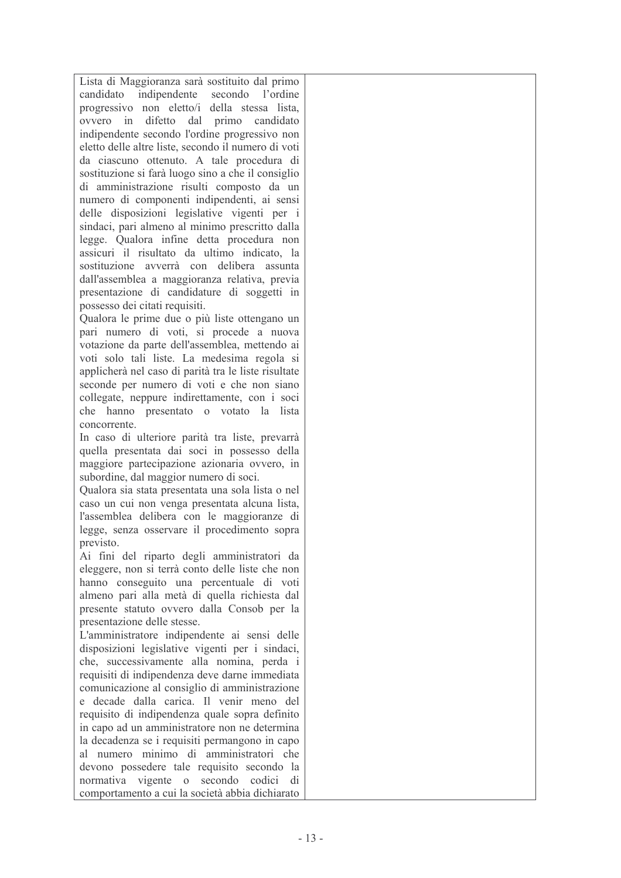Lista di Maggioranza sarà sostituito dal primo candidato indipendente secondo l'ordine progressivo non eletto/i della stessa lista, ovvero in difetto dal primo candidato indipendente secondo l'ordine progressivo non eletto delle altre liste, secondo il numero di voti da ciascuno ottenuto. A tale procedura di sostituzione si farà luogo sino a che il consiglio di amministrazione risulti composto da un numero di componenti indipendenti, ai sensi delle disposizioni legislative vigenti per i sindaci, pari almeno al minimo prescritto dalla legge. Qualora infine detta procedura non assicuri il risultato da ultimo indicato, la sostituzione avverrà con delibera assunta dall'assemblea a maggioranza relativa, previa presentazione di candidature di soggetti in possesso dei citati requisiti.

Qualora le prime due o più liste ottengano un pari numero di voti, si procede a nuova votazione da parte dell'assemblea, mettendo ai voti solo tali liste. La medesima regola si applicherà nel caso di parità tra le liste risultate seconde per numero di voti e che non siano collegate, neppure indirettamente, con i soci che hanno presentato o votato la lista concorrente.

In caso di ulteriore parità tra liste, prevarrà quella presentata dai soci in possesso della maggiore partecipazione azionaria ovvero, in subordine, dal maggior numero di soci.

Qualora sia stata presentata una sola lista o nel caso un cui non venga presentata alcuna lista, l'assemblea delibera con le maggioranze di legge, senza osservare il procedimento sopra previsto.

Ai fini del riparto degli amministratori da eleggere, non si terrà conto delle liste che non hanno conseguito una percentuale di voti almeno pari alla metà di quella richiesta dal presente statuto ovvero dalla Consob per la presentazione delle stesse.

L'amministratore indipendente ai sensi delle disposizioni legislative vigenti per i sindaci, che, successivamente alla nomina, perda i requisiti di indipendenza deve darne immediata comunicazione al consiglio di amministrazione e decade dalla carica. Il venir meno del requisito di indipendenza quale sopra definito in capo ad un amministratore non ne determina la decadenza se i requisiti permangono in capo al numero minimo di amministratori che devono possedere tale requisito secondo la normativa vigente o secondo codici di comportamento a cui la società abbia dichiarato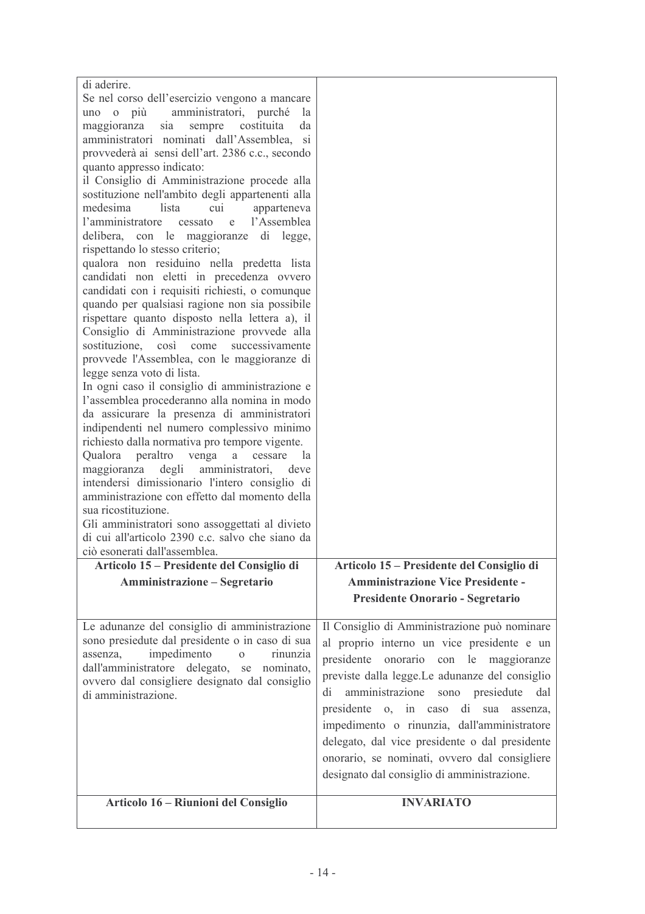| | |
|---|---|
| di aderire.<br>Se nel corso dell'esercizio vengono a mancare uno o più amministratori, purché la maggioranza sia sempre costituita da amministratori nominati dall'Assemblea, si provvederà ai sensi dell'art. 2386 c.c., secondo quanto appresso indicato:<br>il Consiglio di Amministrazione procede alla sostituzione nell'ambito degli appartenenti alla medesima lista cui apparteneva l'amministratore cessato e l'Assemblea delibera, con le maggioranze di legge, rispettando lo stesso criterio;<br>qualora non residuino nella predetta lista candidati non eletti in precedenza ovvero candidati con i requisiti richiesti, o comunque quando per qualsiasi ragione non sia possibile rispettare quanto disposto nella lettera a), il Consiglio di Amministrazione provvede alla sostituzione, così come successivamente provvede l'Assemblea, con le maggioranze di legge senza voto di lista.<br>In ogni caso il consiglio di amministrazione e l'assemblea procederanno alla nomina in modo da assicurare la presenza di amministratori indipendenti nel numero complessivo minimo richiesto dalla normativa pro tempore vigente.<br>Qualora peraltro venga a cessare la maggioranza degli amministratori, deve intendersi dimissionario l'intero consiglio di amministrazione con effetto dal momento della sua ricostituzione.<br>Gli amministratori sono assoggettati al divieto di cui all'articolo 2390 c.c. salvo che siano da ciò esonerati dall'assemblea. | |
| **Articolo 15 – Presidente del Consiglio di Amministrazione – Segretario** | **Articolo 15 – Presidente del Consiglio di Amministrazione Vice Presidente - Presidente Onorario - Segretario** |
| Le adunanze del consiglio di amministrazione sono presiedute dal presidente o in caso di sua assenza, impedimento o rinunzia dall'amministratore delegato, se nominato, ovvero dal consigliere designato dal consiglio di amministrazione. | Il Consiglio di Amministrazione può nominare al proprio interno un vice presidente e un presidente onorario con le maggioranze previste dalla legge.Le adunanze del consiglio di amministrazione sono presiedute dal presidente o, in caso di sua assenza, impedimento o rinunzia, dall'amministratore delegato, dal vice presidente o dal presidente onorario, se nominati, ovvero dal consigliere designato dal consiglio di amministrazione. |
| **Articolo 16 – Riunioni del Consiglio** | **INVARIATO** |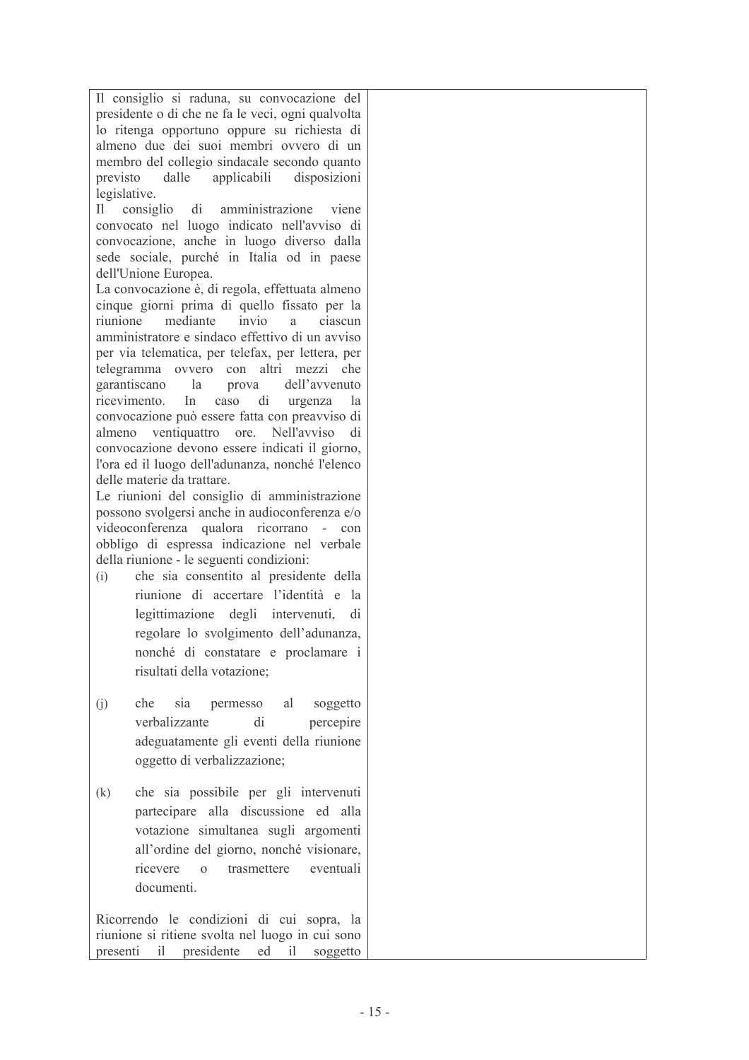| | |
|---|---|
| Il consiglio si raduna, su convocazione del presidente o di che ne fa le veci, ogni qualvolta lo ritenga opportuno oppure su richiesta di almeno due dei suoi membri ovvero di un membro del collegio sindacale secondo quanto previsto dalle applicabili disposizioni legislative.<br>Il consiglio di amministrazione viene convocato nel luogo indicato nell'avviso di convocazione, anche in luogo diverso dalla sede sociale, purché in Italia od in paese dell'Unione Europea.<br>La convocazione è, di regola, effettuata almeno cinque giorni prima di quello fissato per la riunione mediante invio a ciascun amministratore e sindaco effettivo di un avviso per via telematica, per telefax, per lettera, per telegramma ovvero con altri mezzi che garantiscano la prova dell'avvenuto ricevimento. In caso di urgenza la convocazione può essere fatta con preavviso di almeno ventiquattro ore. Nell'avviso di convocazione devono essere indicati il giorno, l'ora ed il luogo dell'adunanza, nonché l'elenco delle materie da trattare.<br>Le riunioni del consiglio di amministrazione possono svolgersi anche in audioconferenza e/o videoconferenza qualora ricorrano - con obbligo di espressa indicazione nel verbale della riunione - le seguenti condizioni:<br>(i) che sia consentito al presidente della riunione di accertare l'identità e la legittimazione degli intervenuti, di regolare lo svolgimento dell'adunanza, nonché di constatare e proclamare i risultati della votazione;<br>(j) che sia permesso al soggetto verbalizzante di percepire adeguatamente gli eventi della riunione oggetto di verbalizzazione;<br>(k) che sia possibile per gli intervenuti partecipare alla discussione ed alla votazione simultanea sugli argomenti all'ordine del giorno, nonché visionare, ricevere o trasmettere eventuali documenti.<br>Ricorrendo le condizioni di cui sopra, la riunione si ritiene svolta nel luogo in cui sono presenti il presidente ed il soggetto | |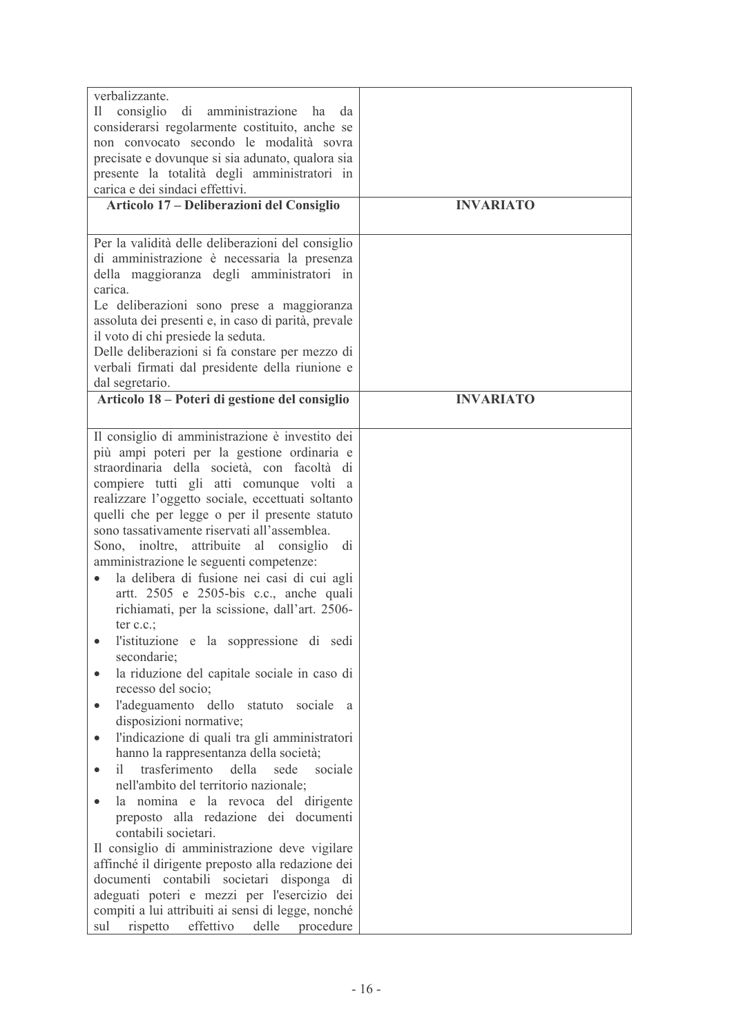| | |
|---|---|
| verbalizzante.<br>Il consiglio di amministrazione ha da considerarsi regolarmente costituito, anche se non convocato secondo le modalità sovra precisate e dovunque si sia adunato, qualora sia presente la totalità degli amministratori in carica e dei sindaci effettivi. | |
| **Articolo 17 – Deliberazioni del Consiglio** | **INVARIATO** |
| Per la validità delle deliberazioni del consiglio di amministrazione è necessaria la presenza della maggioranza degli amministratori in carica.<br>Le deliberazioni sono prese a maggioranza assoluta dei presenti e, in caso di parità, prevale il voto di chi presiede la seduta.<br>Delle deliberazioni si fa constare per mezzo di verbali firmati dal presidente della riunione e dal segretario. | |
| **Articolo 18 – Poteri di gestione del consiglio** | **INVARIATO** |
| Il consiglio di amministrazione è investito dei più ampi poteri per la gestione ordinaria e straordinaria della società, con facoltà di compiere tutti gli atti comunque volti a realizzare l'oggetto sociale, eccettuati soltanto quelli che per legge o per il presente statuto sono tassativamente riservati all'assemblea.<br>Sono, inoltre, attribuite al consiglio di amministrazione le seguenti competenze:<br>• la delibera di fusione nei casi di cui agli artt. 2505 e 2505-bis c.c., anche quali richiamati, per la scissione, dall'art. 2506-ter c.c.;<br>• l'istituzione e la soppressione di sedi secondarie;<br>• la riduzione del capitale sociale in caso di recesso del socio;<br>• l'adeguamento dello statuto sociale a disposizioni normative;<br>• l'indicazione di quali tra gli amministratori hanno la rappresentanza della società;<br>• il trasferimento della sede sociale nell'ambito del territorio nazionale;<br>• la nomina e la revoca del dirigente preposto alla redazione dei documenti contabili societari.<br>Il consiglio di amministrazione deve vigilare affinché il dirigente preposto alla redazione dei documenti contabili societari disponga di adeguati poteri e mezzi per l'esercizio dei compiti a lui attribuiti ai sensi di legge, nonché sul rispetto effettivo delle procedure | |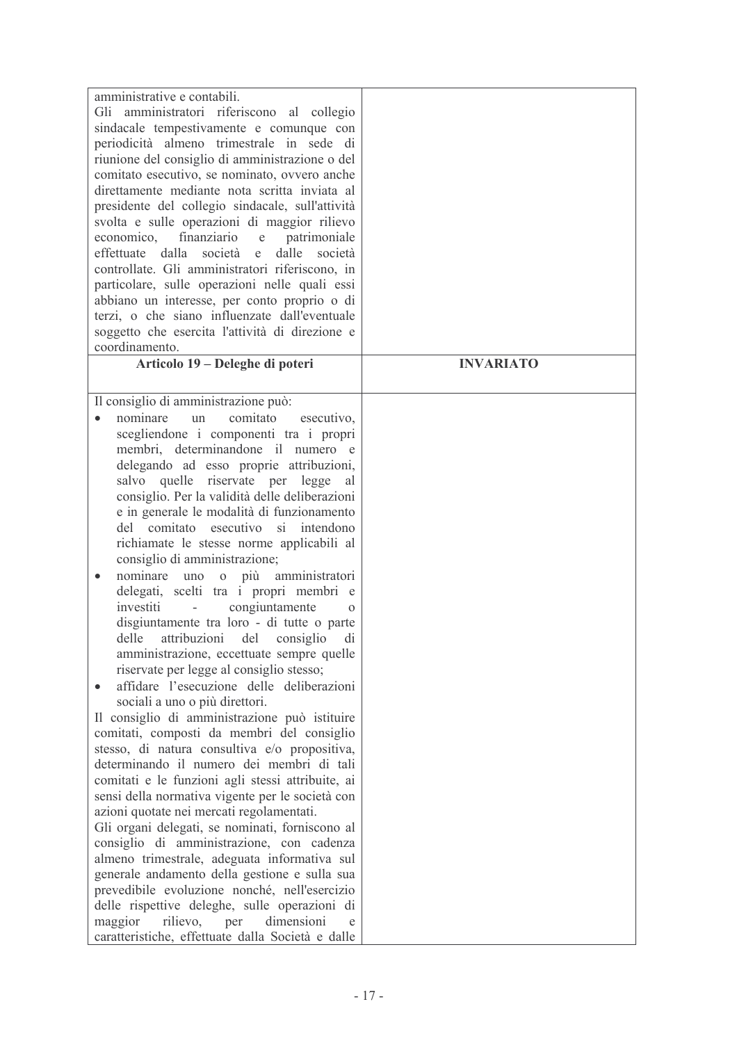| | |
|---|---|
| amministrative e contabili.<br>Gli amministratori riferiscono al collegio sindacale tempestivamente e comunque con periodicità almeno trimestrale in sede di riunione del consiglio di amministrazione o del comitato esecutivo, se nominato, ovvero anche direttamente mediante nota scritta inviata al presidente del collegio sindacale, sull'attività svolta e sulle operazioni di maggior rilievo economico, finanziario e patrimoniale effettuate dalla società e dalle società controllate. Gli amministratori riferiscono, in particolare, sulle operazioni nelle quali essi abbiano un interesse, per conto proprio o di terzi, o che siano influenzate dall'eventuale soggetto che esercita l'attività di direzione e coordinamento. | |
| **Articolo 19 – Deleghe di poteri** | **INVARIATO** |
| Il consiglio di amministrazione può:<br>• nominare un comitato esecutivo, scegliendone i componenti tra i propri membri, determinandone il numero e delegando ad esso proprie attribuzioni, salvo quelle riservate per legge al consiglio. Per la validità delle deliberazioni e in generale le modalità di funzionamento del comitato esecutivo si intendono richiamate le stesse norme applicabili al consiglio di amministrazione;<br>• nominare uno o più amministratori delegati, scelti tra i propri membri e investiti - congiuntamente o disgiuntamente tra loro - di tutte o parte delle attribuzioni del consiglio di amministrazione, eccettuate sempre quelle riservate per legge al consiglio stesso;<br>• affidare l'esecuzione delle deliberazioni sociali a uno o più direttori.<br>Il consiglio di amministrazione può istituire comitati, composti da membri del consiglio stesso, di natura consultiva e/o propositiva, determinando il numero dei membri di tali comitati e le funzioni agli stessi attribuite, ai sensi della normativa vigente per le società con azioni quotate nei mercati regolamentati.<br>Gli organi delegati, se nominati, forniscono al consiglio di amministrazione, con cadenza almeno trimestrale, adeguata informativa sul generale andamento della gestione e sulla sua prevedibile evoluzione nonché, nell'esercizio delle rispettive deleghe, sulle operazioni di maggior rilievo, per dimensioni e caratteristiche, effettuate dalla Società e dalle | |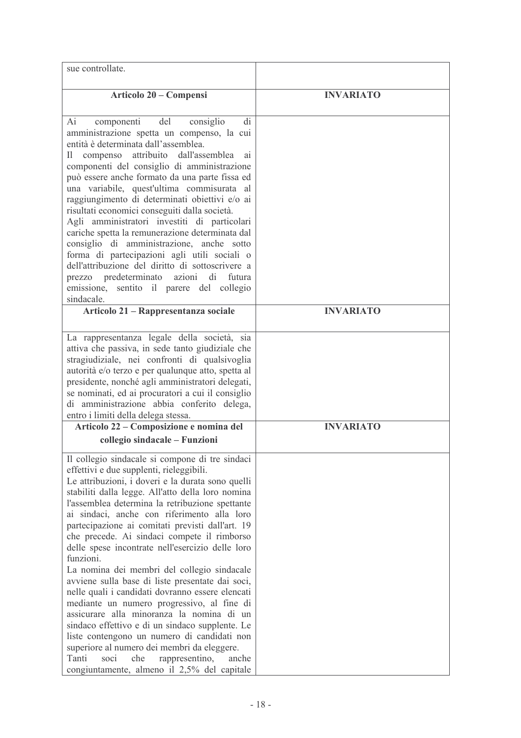| | |
|---|---|
| sue controllate. | |
| **Articolo 20 – Compensi** | **INVARIATO** |
| Ai componenti del consiglio di amministrazione spetta un compenso, la cui entità è determinata dall'assemblea.<br>Il compenso attribuito dall'assemblea ai componenti del consiglio di amministrazione può essere anche formato da una parte fissa ed una variabile, quest'ultima commisurata al raggiungimento di determinati obiettivi e/o ai risultati economici conseguiti dalla società.<br>Agli amministratori investiti di particolari cariche spetta la remunerazione determinata dal consiglio di amministrazione, anche sotto forma di partecipazioni agli utili sociali o dell'attribuzione del diritto di sottoscrivere a prezzo predeterminato azioni di futura emissione, sentito il parere del collegio sindacale. | |
| **Articolo 21 – Rappresentanza sociale** | **INVARIATO** |
| La rappresentanza legale della società, sia attiva che passiva, in sede tanto giudiziale che stragiudiziale, nei confronti di qualsivoglia autorità e/o terzo e per qualunque atto, spetta al presidente, nonché agli amministratori delegati, se nominati, ed ai procuratori a cui il consiglio di amministrazione abbia conferito delega, entro i limiti della delega stessa. | |
| **Articolo 22 – Composizione e nomina del collegio sindacale – Funzioni** | **INVARIATO** |
| Il collegio sindacale si compone di tre sindaci effettivi e due supplenti, rieleggibili.<br>Le attribuzioni, i doveri e la durata sono quelli stabiliti dalla legge. All'atto della loro nomina l'assemblea determina la retribuzione spettante ai sindaci, anche con riferimento alla loro partecipazione ai comitati previsti dall'art. 19 che precede. Ai sindaci compete il rimborso delle spese incontrate nell'esercizio delle loro funzioni.<br>La nomina dei membri del collegio sindacale avviene sulla base di liste presentate dai soci, nelle quali i candidati dovranno essere elencati mediante un numero progressivo, al fine di assicurare alla minoranza la nomina di un sindaco effettivo e di un sindaco supplente. Le liste contengono un numero di candidati non superiore al numero dei membri da eleggere.<br>Tanti soci che rappresentino, anche congiuntamente, almeno il 2,5% del capitale | |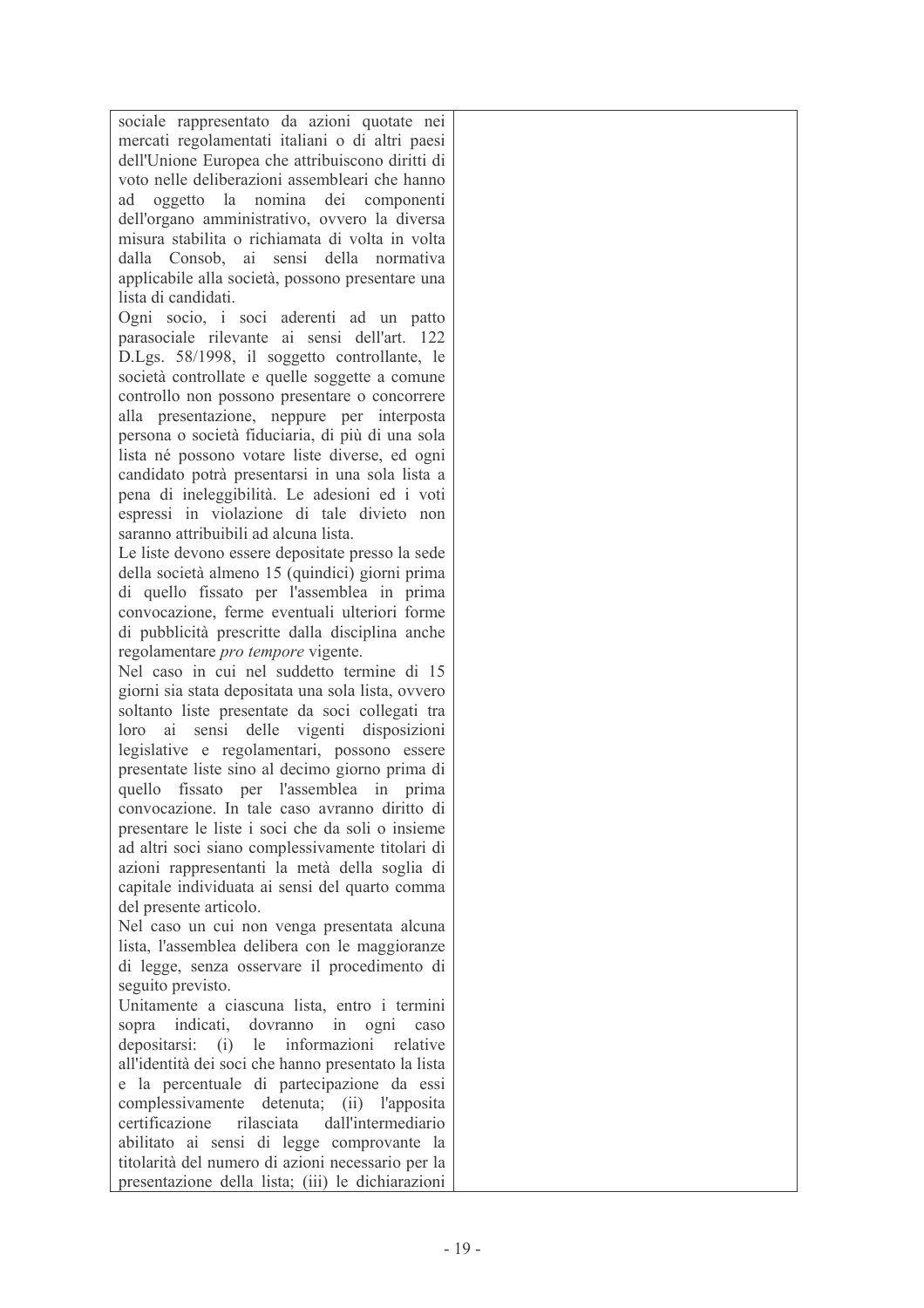| | |
|---|---|
| sociale rappresentato da azioni quotate nei mercati regolamentati italiani o di altri paesi dell'Unione Europea che attribuiscono diritti di voto nelle deliberazioni assembleari che hanno ad oggetto la nomina dei componenti dell'organo amministrativo, ovvero la diversa misura stabilita o richiamata di volta in volta dalla Consob, ai sensi della normativa applicabile alla società, possono presentare una lista di candidati.<br>Ogni socio, i soci aderenti ad un patto parasociale rilevante ai sensi dell'art. 122 D.Lgs. 58/1998, il soggetto controllante, le società controllate e quelle soggette a comune controllo non possono presentare o concorrere alla presentazione, neppure per interposta persona o società fiduciaria, di più di una sola lista né possono votare liste diverse, ed ogni candidato potrà presentarsi in una sola lista a pena di ineleggibilità. Le adesioni ed i voti espressi in violazione di tale divieto non saranno attribuibili ad alcuna lista.<br>Le liste devono essere depositate presso la sede della società almeno 15 (quindici) giorni prima di quello fissato per l'assemblea in prima convocazione, ferme eventuali ulteriori forme di pubblicità prescritte dalla disciplina anche regolamentare *pro tempore* vigente.<br>Nel caso in cui nel suddetto termine di 15 giorni sia stata depositata una sola lista, ovvero soltanto liste presentate da soci collegati tra loro ai sensi delle vigenti disposizioni legislative e regolamentari, possono essere presentate liste sino al decimo giorno prima di quello fissato per l'assemblea in prima convocazione. In tale caso avranno diritto di presentare le liste i soci che da soli o insieme ad altri soci siano complessivamente titolari di azioni rappresentanti la metà della soglia di capitale individuata ai sensi del quarto comma del presente articolo.<br>Nel caso un cui non venga presentata alcuna lista, l'assemblea delibera con le maggioranze di legge, senza osservare il procedimento di seguito previsto.<br>Unitamente a ciascuna lista, entro i termini sopra indicati, dovranno in ogni caso depositarsi: (i) le informazioni relative all'identità dei soci che hanno presentato la lista e la percentuale di partecipazione da essi complessivamente detenuta; (ii) l'apposita certificazione rilasciata dall'intermediario abilitato ai sensi di legge comprovante la titolarità del numero di azioni necessario per la presentazione della lista; (iii) le dichiarazioni | |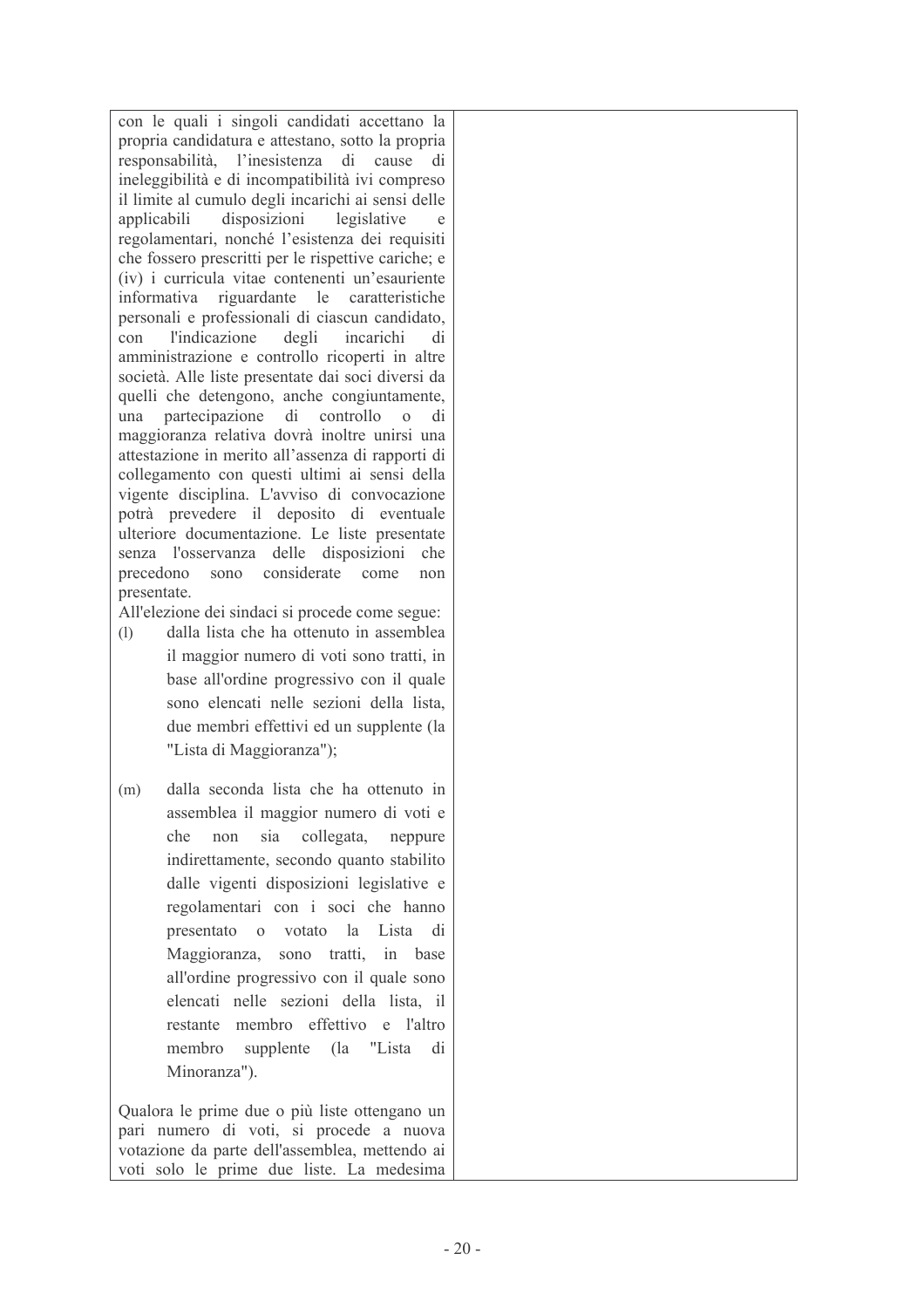| | |
|---|---|
| con le quali i singoli candidati accettano la propria candidatura e attestano, sotto la propria responsabilità, l'inesistenza di cause di ineleggibilità e di incompatibilità ivi compreso il limite al cumulo degli incarichi ai sensi delle applicabili disposizioni legislative e regolamentari, nonché l'esistenza dei requisiti che fossero prescritti per le rispettive cariche; e (iv) i curricula vitae contenenti un'esauriente informativa riguardante le caratteristiche personali e professionali di ciascun candidato, con l'indicazione degli incarichi di amministrazione e controllo ricoperti in altre società. Alle liste presentate dai soci diversi da quelli che detengono, anche congiuntamente, una partecipazione di controllo o di maggioranza relativa dovrà inoltre unirsi una attestazione in merito all'assenza di rapporti di collegamento con questi ultimi ai sensi della vigente disciplina. L'avviso di convocazione potrà prevedere il deposito di eventuale ulteriore documentazione. Le liste presentate senza l'osservanza delle disposizioni che precedono sono considerate come non presentate.<br>All'elezione dei sindaci si procede come segue:<br>(l) dalla lista che ha ottenuto in assemblea il maggior numero di voti sono tratti, in base all'ordine progressivo con il quale sono elencati nelle sezioni della lista, due membri effettivi ed un supplente (la "Lista di Maggioranza");<br><br>(m) dalla seconda lista che ha ottenuto in assemblea il maggior numero di voti e che non sia collegata, neppure indirettamente, secondo quanto stabilito dalle vigenti disposizioni legislative e regolamentari con i soci che hanno presentato o votato la Lista di Maggioranza, sono tratti, in base all'ordine progressivo con il quale sono elencati nelle sezioni della lista, il restante membro effettivo e l'altro membro supplente (la "Lista di Minoranza").<br><br>Qualora le prime due o più liste ottengano un pari numero di voti, si procede a nuova votazione da parte dell'assemblea, mettendo ai voti solo le prime due liste. La medesima | |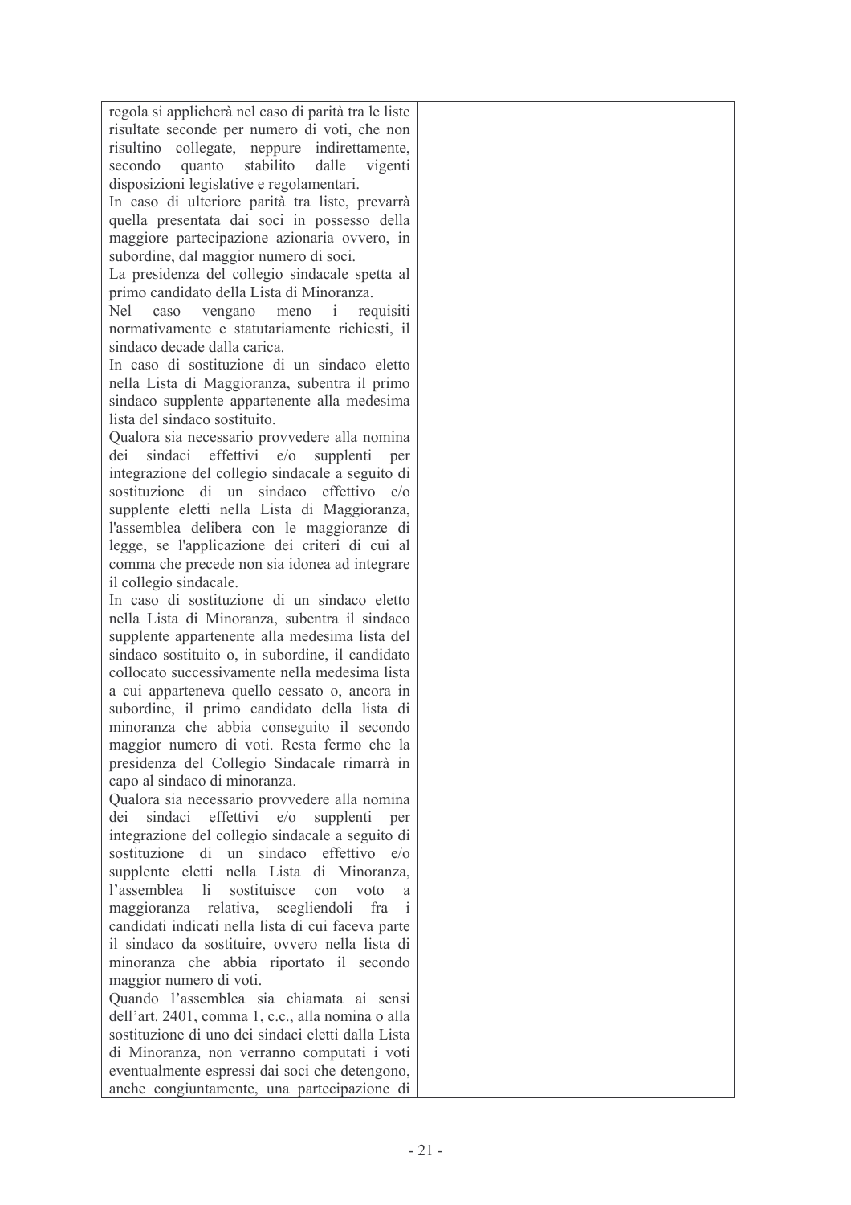| | |
|---|---|
| regola si applicherà nel caso di parità tra le liste risultate seconde per numero di voti, che non risultino collegate, neppure indirettamente, secondo quanto stabilito dalle vigenti disposizioni legislative e regolamentari.<br>In caso di ulteriore parità tra liste, prevarrà quella presentata dai soci in possesso della maggiore partecipazione azionaria ovvero, in subordine, dal maggior numero di soci.<br>La presidenza del collegio sindacale spetta al primo candidato della Lista di Minoranza.<br>Nel caso vengano meno i requisiti normativamente e statutariamente richiesti, il sindaco decade dalla carica.<br>In caso di sostituzione di un sindaco eletto nella Lista di Maggioranza, subentra il primo sindaco supplente appartenente alla medesima lista del sindaco sostituito.<br>Qualora sia necessario provvedere alla nomina dei sindaci effettivi e/o supplenti per integrazione del collegio sindacale a seguito di sostituzione di un sindaco effettivo e/o supplente eletti nella Lista di Maggioranza, l'assemblea delibera con le maggioranze di legge, se l'applicazione dei criteri di cui al comma che precede non sia idonea ad integrare il collegio sindacale.<br>In caso di sostituzione di un sindaco eletto nella Lista di Minoranza, subentra il sindaco supplente appartenente alla medesima lista del sindaco sostituito o, in subordine, il candidato collocato successivamente nella medesima lista a cui apparteneva quello cessato o, ancora in subordine, il primo candidato della lista di minoranza che abbia conseguito il secondo maggior numero di voti. Resta fermo che la presidenza del Collegio Sindacale rimarrà in capo al sindaco di minoranza.<br>Qualora sia necessario provvedere alla nomina dei sindaci effettivi e/o supplenti per integrazione del collegio sindacale a seguito di sostituzione di un sindaco effettivo e/o supplente eletti nella Lista di Minoranza, l'assemblea li sostituisce con voto a maggioranza relativa, scegliendoli fra i candidati indicati nella lista di cui faceva parte il sindaco da sostituire, ovvero nella lista di minoranza che abbia riportato il secondo maggior numero di voti.<br>Quando l'assemblea sia chiamata ai sensi dell'art. 2401, comma 1, c.c., alla nomina o alla sostituzione di uno dei sindaci eletti dalla Lista di Minoranza, non verranno computati i voti eventualmente espressi dai soci che detengono, anche congiuntamente, una partecipazione di | |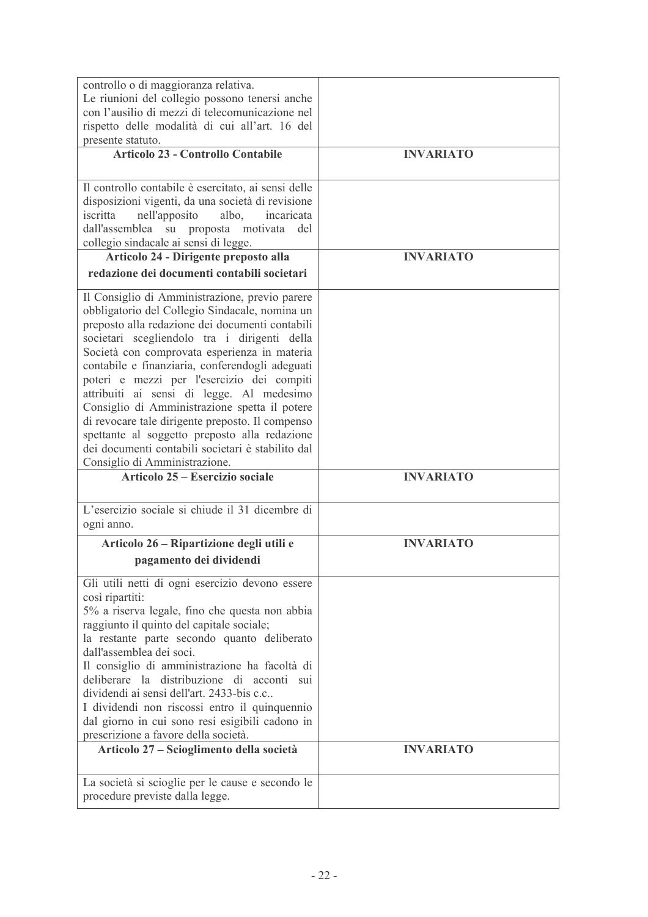| | |
|---|---|
| controllo o di maggioranza relativa.<br>Le riunioni del collegio possono tenersi anche con l'ausilio di mezzi di telecomunicazione nel rispetto delle modalità di cui all'art. 16 del presente statuto. | |
| **Articolo 23 - Controllo Contabile** | **INVARIATO** |
| Il controllo contabile è esercitato, ai sensi delle disposizioni vigenti, da una società di revisione iscritta nell'apposito albo, incaricata dall'assemblea su proposta motivata del collegio sindacale ai sensi di legge. | |
| **Articolo 24 - Dirigente preposto alla redazione dei documenti contabili societari** | **INVARIATO** |
| Il Consiglio di Amministrazione, previo parere obbligatorio del Collegio Sindacale, nomina un preposto alla redazione dei documenti contabili societari scegliendolo tra i dirigenti della Società con comprovata esperienza in materia contabile e finanziaria, conferendogli adeguati poteri e mezzi per l'esercizio dei compiti attribuiti ai sensi di legge. Al medesimo Consiglio di Amministrazione spetta il potere di revocare tale dirigente preposto. Il compenso spettante al soggetto preposto alla redazione dei documenti contabili societari è stabilito dal Consiglio di Amministrazione. | |
| **Articolo 25 – Esercizio sociale** | **INVARIATO** |
| L'esercizio sociale si chiude il 31 dicembre di ogni anno. | |
| **Articolo 26 – Ripartizione degli utili e pagamento dei dividendi** | **INVARIATO** |
| Gli utili netti di ogni esercizio devono essere così ripartiti:<br>5% a riserva legale, fino che questa non abbia raggiunto il quinto del capitale sociale;<br>la restante parte secondo quanto deliberato dall'assemblea dei soci.<br>Il consiglio di amministrazione ha facoltà di deliberare la distribuzione di acconti sui dividendi ai sensi dell'art. 2433-bis c.c..<br>I dividendi non riscossi entro il quinquennio dal giorno in cui sono resi esigibili cadono in prescrizione a favore della società. | |
| **Articolo 27 – Scioglimento della società** | **INVARIATO** |
| La società si scioglie per le cause e secondo le procedure previste dalla legge. | |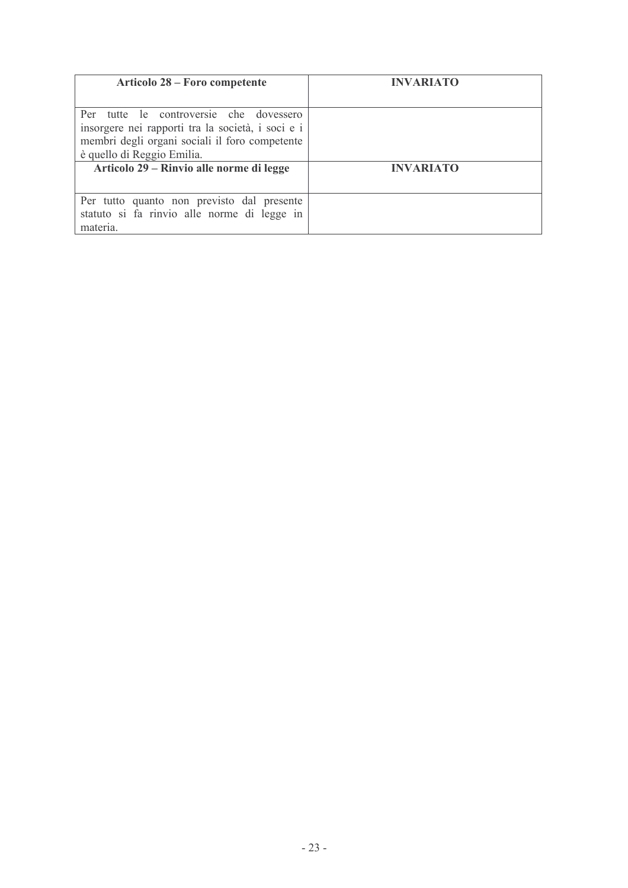| | |
|---|---|
| **Articolo 28 – Foro competente** | **INVARIATO** |
| Per tutte le controversie che dovessero insorgere nei rapporti tra la società, i soci e i membri degli organi sociali il foro competente è quello di Reggio Emilia. | |
| **Articolo 29 – Rinvio alle norme di legge** | **INVARIATO** |
| Per tutto quanto non previsto dal presente statuto si fa rinvio alle norme di legge in materia. | |